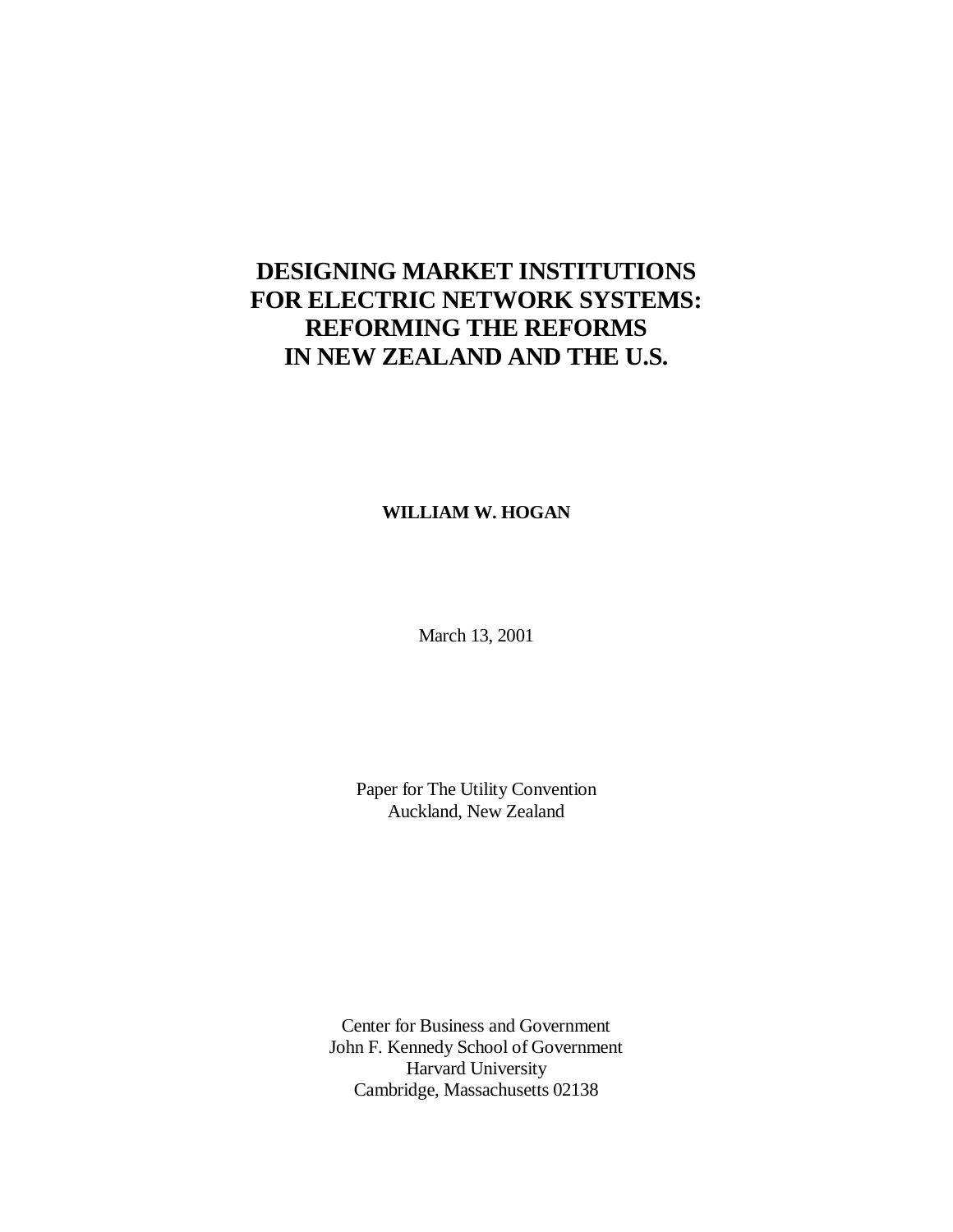# DESIGNING MARKET INSTITUTIONS FOR ELECTRIC NETWORK SYSTEMS: REFORMING THE REFORMS IN NEW ZEALAND AND THE U.S.

**WILLIAM W. HOGAN**

March 13, 2001

Paper for The Utility Convention
Auckland, New Zealand

Center for Business and Government
John F. Kennedy School of Government
Harvard University
Cambridge, Massachusetts 02138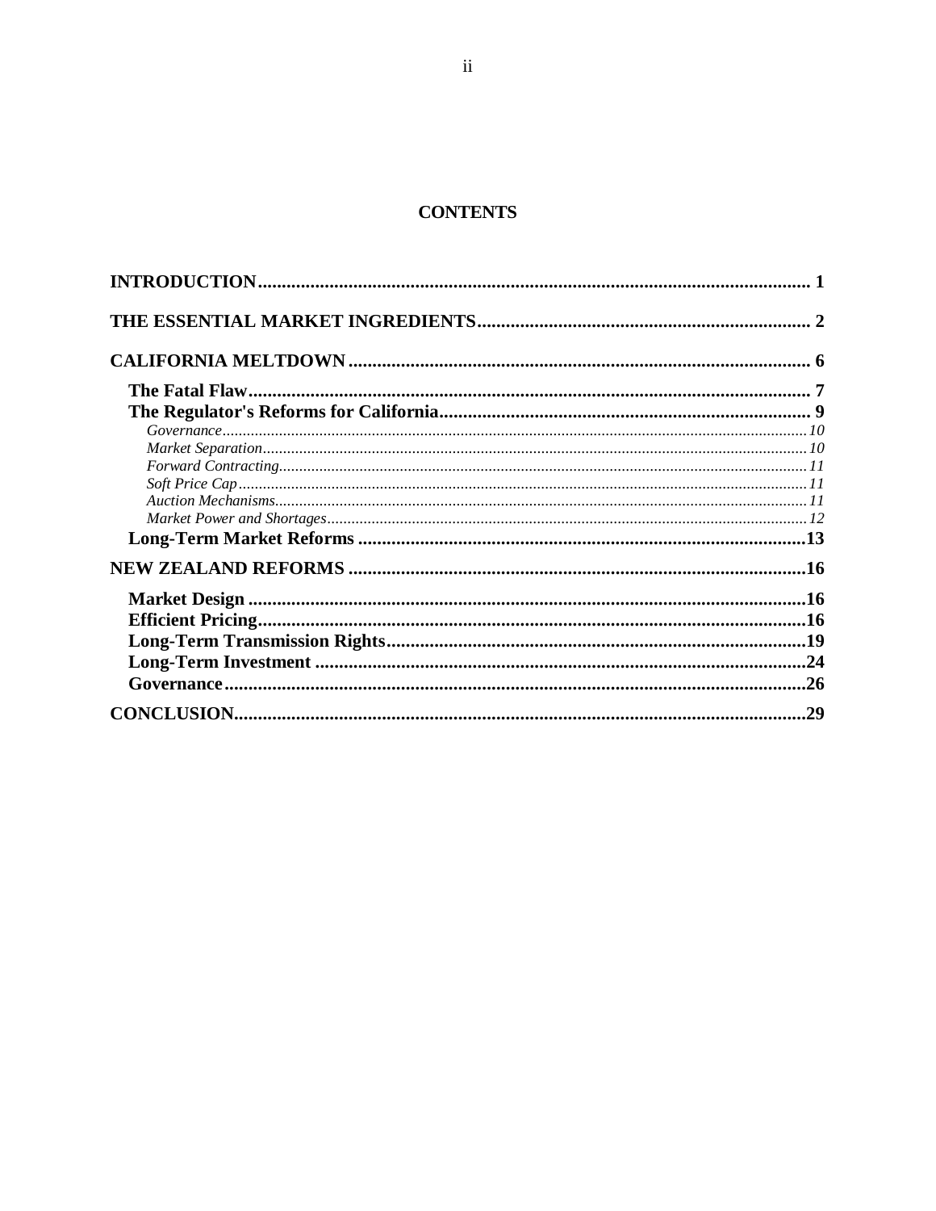**CONTENTS**

**INTRODUCTION** ........................................................................................................ 1

**THE ESSENTIAL MARKET INGREDIENTS** ........................................................ 2

**CALIFORNIA MELTDOWN** ................................................................................... 6

- **The Fatal Flaw** ................................................................................................... 7
- **The Regulator's Reforms for California** ............................................................ 9
  - *Governance* ..................................................................................................... 10
  - *Market Separation* .......................................................................................... 10
  - *Forward Contracting* ...................................................................................... 11
  - *Soft Price Cap* ................................................................................................. 11
  - *Auction Mechanisms* ...................................................................................... 11
  - *Market Power and Shortages* ......................................................................... 12
- **Long-Term Market Reforms** ............................................................................ 13

**NEW ZEALAND REFORMS** ................................................................................. 16

- **Market Design** .................................................................................................. 16
- **Efficient Pricing** ................................................................................................ 16
- **Long-Term Transmission Rights** ...................................................................... 19
- **Long-Term Investment** ..................................................................................... 24
- **Governance** ....................................................................................................... 26

**CONCLUSION** ........................................................................................................ 29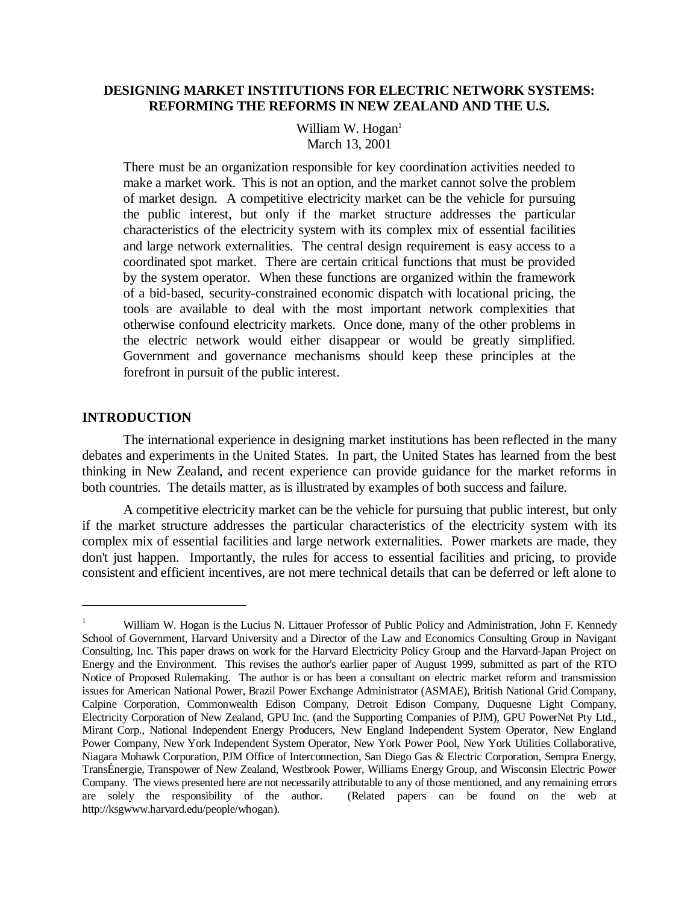# DESIGNING MARKET INSTITUTIONS FOR ELECTRIC NETWORK SYSTEMS: REFORMING THE REFORMS IN NEW ZEALAND AND THE U.S.

William W. Hogan[1]
March 13, 2001

> There must be an organization responsible for key coordination activities needed to make a market work. This is not an option, and the market cannot solve the problem of market design. A competitive electricity market can be the vehicle for pursuing the public interest, but only if the market structure addresses the particular characteristics of the electricity system with its complex mix of essential facilities and large network externalities. The central design requirement is easy access to a coordinated spot market. There are certain critical functions that must be provided by the system operator. When these functions are organized within the framework of a bid-based, security-constrained economic dispatch with locational pricing, the tools are available to deal with the most important network complexities that otherwise confound electricity markets. Once done, many of the other problems in the electric network would either disappear or would be greatly simplified. Government and governance mechanisms should keep these principles at the forefront in pursuit of the public interest.

## INTRODUCTION

The international experience in designing market institutions has been reflected in the many debates and experiments in the United States. In part, the United States has learned from the best thinking in New Zealand, and recent experience can provide guidance for the market reforms in both countries. The details matter, as is illustrated by examples of both success and failure.

A competitive electricity market can be the vehicle for pursuing that public interest, but only if the market structure addresses the particular characteristics of the electricity system with its complex mix of essential facilities and large network externalities. Power markets are made, they don't just happen. Importantly, the rules for access to essential facilities and pricing, to provide consistent and efficient incentives, are not mere technical details that can be deferred or left alone to

---

[1] William W. Hogan is the Lucius N. Littauer Professor of Public Policy and Administration, John F. Kennedy School of Government, Harvard University and a Director of the Law and Economics Consulting Group in Navigant Consulting, Inc. This paper draws on work for the Harvard Electricity Policy Group and the Harvard-Japan Project on Energy and the Environment. This revises the author's earlier paper of August 1999, submitted as part of the RTO Notice of Proposed Rulemaking. The author is or has been a consultant on electric market reform and transmission issues for American National Power, Brazil Power Exchange Administrator (ASMAE), British National Grid Company, Calpine Corporation, Commonwealth Edison Company, Detroit Edison Company, Duquesne Light Company, Electricity Corporation of New Zealand, GPU Inc. (and the Supporting Companies of PJM), GPU PowerNet Pty Ltd., Mirant Corp., National Independent Energy Producers, New England Independent System Operator, New England Power Company, New York Independent System Operator, New York Power Pool, New York Utilities Collaborative, Niagara Mohawk Corporation, PJM Office of Interconnection, San Diego Gas & Electric Corporation, Sempra Energy, TransÉnergie, Transpower of New Zealand, Westbrook Power, Williams Energy Group, and Wisconsin Electric Power Company. The views presented here are not necessarily attributable to any of those mentioned, and any remaining errors are solely the responsibility of the author. (Related papers can be found on the web at http://ksgwww.harvard.edu/people/whogan).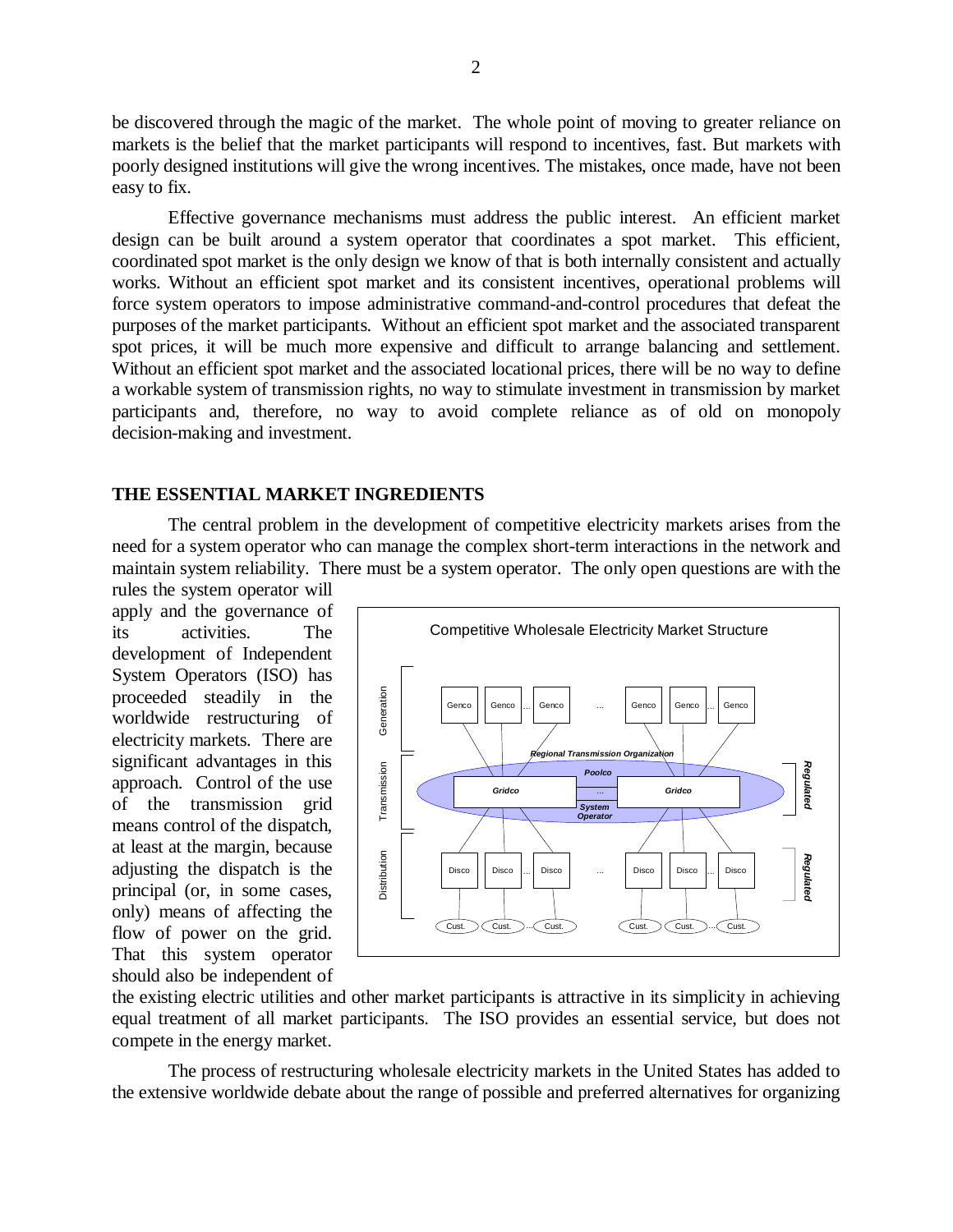be discovered through the magic of the market. The whole point of moving to greater reliance on markets is the belief that the market participants will respond to incentives, fast. But markets with poorly designed institutions will give the wrong incentives. The mistakes, once made, have not been easy to fix.

Effective governance mechanisms must address the public interest. An efficient market design can be built around a system operator that coordinates a spot market. This efficient, coordinated spot market is the only design we know of that is both internally consistent and actually works. Without an efficient spot market and its consistent incentives, operational problems will force system operators to impose administrative command-and-control procedures that defeat the purposes of the market participants. Without an efficient spot market and the associated transparent spot prices, it will be much more expensive and difficult to arrange balancing and settlement. Without an efficient spot market and the associated locational prices, there will be no way to define a workable system of transmission rights, no way to stimulate investment in transmission by market participants and, therefore, no way to avoid complete reliance as of old on monopoly decision-making and investment.

## THE ESSENTIAL MARKET INGREDIENTS

The central problem in the development of competitive electricity markets arises from the need for a system operator who can manage the complex short-term interactions in the network and maintain system reliability. There must be a system operator. The only open questions are with the rules the system operator will apply and the governance of its activities. The development of Independent System Operators (ISO) has proceeded steadily in the worldwide restructuring of electricity markets. There are significant advantages in this approach. Control of the use of the transmission grid means control of the dispatch, at least at the margin, because adjusting the dispatch is the principal (or, in some cases, only) means of affecting the flow of power on the grid. That this system operator should also be independent of the existing electric utilities and other market participants is attractive in its simplicity in achieving equal treatment of all market participants. The ISO provides an essential service, but does not compete in the energy market.

Competitive Wholesale Electricity Market Structure

Generation
Transmission
Distribution

Genco | Genco ... Genco ... Genco | Genco ... Genco

Regional Transmission Organization
Poolco
Gridco ... Gridco
System Operator

Regulated

Disco | Disco ... Disco ... Disco | Disco ... Disco

Regulated

Cust. | Cust. ... Cust. | Cust. | Cust. ... Cust.

The process of restructuring wholesale electricity markets in the United States has added to the extensive worldwide debate about the range of possible and preferred alternatives for organizing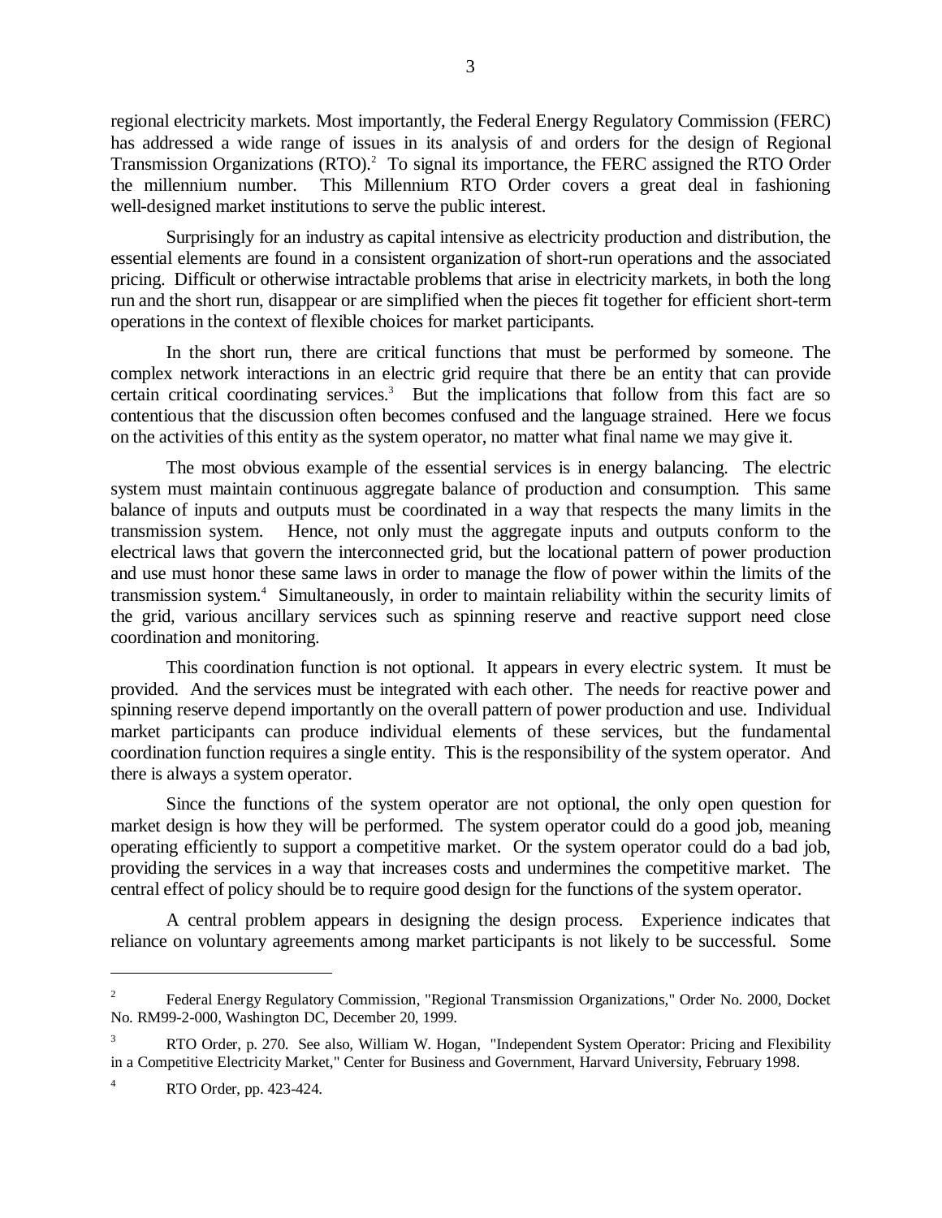regional electricity markets. Most importantly, the Federal Energy Regulatory Commission (FERC) has addressed a wide range of issues in its analysis of and orders for the design of Regional Transmission Organizations (RTO).[2] To signal its importance, the FERC assigned the RTO Order the millennium number. This Millennium RTO Order covers a great deal in fashioning well-designed market institutions to serve the public interest.

Surprisingly for an industry as capital intensive as electricity production and distribution, the essential elements are found in a consistent organization of short-run operations and the associated pricing. Difficult or otherwise intractable problems that arise in electricity markets, in both the long run and the short run, disappear or are simplified when the pieces fit together for efficient short-term operations in the context of flexible choices for market participants.

In the short run, there are critical functions that must be performed by someone. The complex network interactions in an electric grid require that there be an entity that can provide certain critical coordinating services.[3] But the implications that follow from this fact are so contentious that the discussion often becomes confused and the language strained. Here we focus on the activities of this entity as the system operator, no matter what final name we may give it.

The most obvious example of the essential services is in energy balancing. The electric system must maintain continuous aggregate balance of production and consumption. This same balance of inputs and outputs must be coordinated in a way that respects the many limits in the transmission system. Hence, not only must the aggregate inputs and outputs conform to the electrical laws that govern the interconnected grid, but the locational pattern of power production and use must honor these same laws in order to manage the flow of power within the limits of the transmission system.[4] Simultaneously, in order to maintain reliability within the security limits of the grid, various ancillary services such as spinning reserve and reactive support need close coordination and monitoring.

This coordination function is not optional. It appears in every electric system. It must be provided. And the services must be integrated with each other. The needs for reactive power and spinning reserve depend importantly on the overall pattern of power production and use. Individual market participants can produce individual elements of these services, but the fundamental coordination function requires a single entity. This is the responsibility of the system operator. And there is always a system operator.

Since the functions of the system operator are not optional, the only open question for market design is how they will be performed. The system operator could do a good job, meaning operating efficiently to support a competitive market. Or the system operator could do a bad job, providing the services in a way that increases costs and undermines the competitive market. The central effect of policy should be to require good design for the functions of the system operator.

A central problem appears in designing the design process. Experience indicates that reliance on voluntary agreements among market participants is not likely to be successful. Some

---

[2] Federal Energy Regulatory Commission, "Regional Transmission Organizations," Order No. 2000, Docket No. RM99-2-000, Washington DC, December 20, 1999.

[3] RTO Order, p. 270. See also, William W. Hogan, "Independent System Operator: Pricing and Flexibility in a Competitive Electricity Market," Center for Business and Government, Harvard University, February 1998.

[4] RTO Order, pp. 423-424.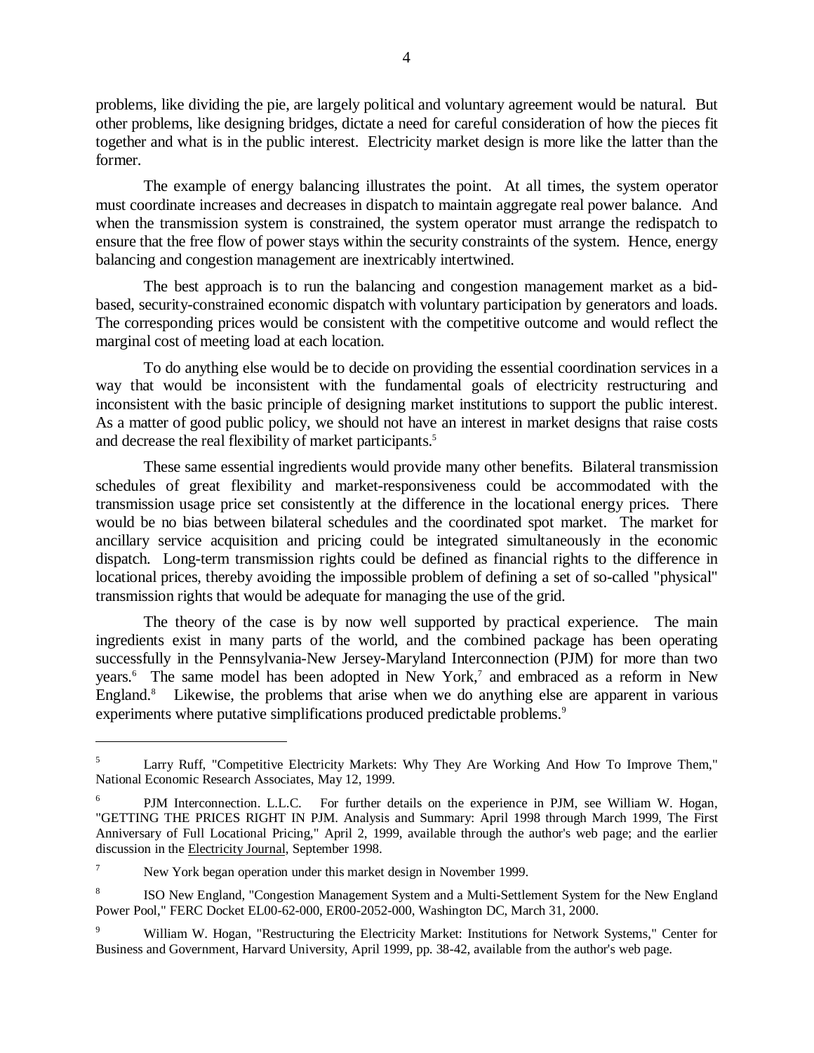problems, like dividing the pie, are largely political and voluntary agreement would be natural. But other problems, like designing bridges, dictate a need for careful consideration of how the pieces fit together and what is in the public interest. Electricity market design is more like the latter than the former.

The example of energy balancing illustrates the point. At all times, the system operator must coordinate increases and decreases in dispatch to maintain aggregate real power balance. And when the transmission system is constrained, the system operator must arrange the redispatch to ensure that the free flow of power stays within the security constraints of the system. Hence, energy balancing and congestion management are inextricably intertwined.

The best approach is to run the balancing and congestion management market as a bid-based, security-constrained economic dispatch with voluntary participation by generators and loads. The corresponding prices would be consistent with the competitive outcome and would reflect the marginal cost of meeting load at each location.

To do anything else would be to decide on providing the essential coordination services in a way that would be inconsistent with the fundamental goals of electricity restructuring and inconsistent with the basic principle of designing market institutions to support the public interest. As a matter of good public policy, we should not have an interest in market designs that raise costs and decrease the real flexibility of market participants.[5]

These same essential ingredients would provide many other benefits. Bilateral transmission schedules of great flexibility and market-responsiveness could be accommodated with the transmission usage price set consistently at the difference in the locational energy prices. There would be no bias between bilateral schedules and the coordinated spot market. The market for ancillary service acquisition and pricing could be integrated simultaneously in the economic dispatch. Long-term transmission rights could be defined as financial rights to the difference in locational prices, thereby avoiding the impossible problem of defining a set of so-called "physical" transmission rights that would be adequate for managing the use of the grid.

The theory of the case is by now well supported by practical experience. The main ingredients exist in many parts of the world, and the combined package has been operating successfully in the Pennsylvania-New Jersey-Maryland Interconnection (PJM) for more than two years.[6] The same model has been adopted in New York,[7] and embraced as a reform in New England.[8] Likewise, the problems that arise when we do anything else are apparent in various experiments where putative simplifications produced predictable problems.[9]

---

[5] Larry Ruff, "Competitive Electricity Markets: Why They Are Working And How To Improve Them," National Economic Research Associates, May 12, 1999.

[6] PJM Interconnection. L.L.C. For further details on the experience in PJM, see William W. Hogan, "GETTING THE PRICES RIGHT IN PJM. Analysis and Summary: April 1998 through March 1999, The First Anniversary of Full Locational Pricing," April 2, 1999, available through the author's web page; and the earlier discussion in the Electricity Journal, September 1998.

[7] New York began operation under this market design in November 1999.

[8] ISO New England, "Congestion Management System and a Multi-Settlement System for the New England Power Pool," FERC Docket EL00-62-000, ER00-2052-000, Washington DC, March 31, 2000.

[9] William W. Hogan, "Restructuring the Electricity Market: Institutions for Network Systems," Center for Business and Government, Harvard University, April 1999, pp. 38-42, available from the author's web page.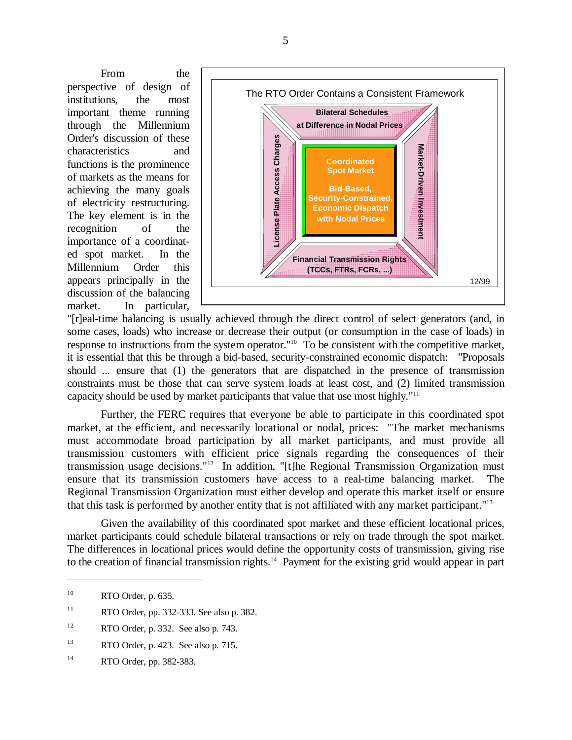From the perspective of design of institutions, the most important theme running through the Millennium Order's discussion of these characteristics and functions is the prominence of markets as the means for achieving the many goals of electricity restructuring. The key element is in the recognition of the importance of a coordinated spot market. In the Millennium Order this appears principally in the discussion of the balancing market. In particular, "[r]eal-time balancing is usually achieved through the direct control of select generators (and, in some cases, loads) who increase or decrease their output (or consumption in the case of loads) in response to instructions from the system operator."[10] To be consistent with the competitive market, it is essential that this be through a bid-based, security-constrained economic dispatch: "Proposals should ... ensure that (1) the generators that are dispatched in the presence of transmission constraints must be those that can serve system loads at least cost, and (2) limited transmission capacity should be used by market participants that value that use most highly."[11]

The RTO Order Contains a Consistent Framework

Bilateral Schedules at Difference in Nodal Prices

License Plate Access Charges

Coordinated Spot Market

Bid-Based, Security-Constrained, Economic Dispatch with Nodal Prices

Market-Driven Investment

Financial Transmission Rights (TCCs, FTRs, FCRs, ...)

12/99

Further, the FERC requires that everyone be able to participate in this coordinated spot market, at the efficient, and necessarily locational or nodal, prices: "The market mechanisms must accommodate broad participation by all market participants, and must provide all transmission customers with efficient price signals regarding the consequences of their transmission usage decisions."[12] In addition, "[t]he Regional Transmission Organization must ensure that its transmission customers have access to a real-time balancing market. The Regional Transmission Organization must either develop and operate this market itself or ensure that this task is performed by another entity that is not affiliated with any market participant."[13]

Given the availability of this coordinated spot market and these efficient locational prices, market participants could schedule bilateral transactions or rely on trade through the spot market. The differences in locational prices would define the opportunity costs of transmission, giving rise to the creation of financial transmission rights.[14] Payment for the existing grid would appear in part

---

[10] RTO Order, p. 635.

[11] RTO Order, pp. 332-333. See also p. 382.

[12] RTO Order, p. 332. See also p. 743.

[13] RTO Order, p. 423. See also p. 715.

[14] RTO Order, pp. 382-383.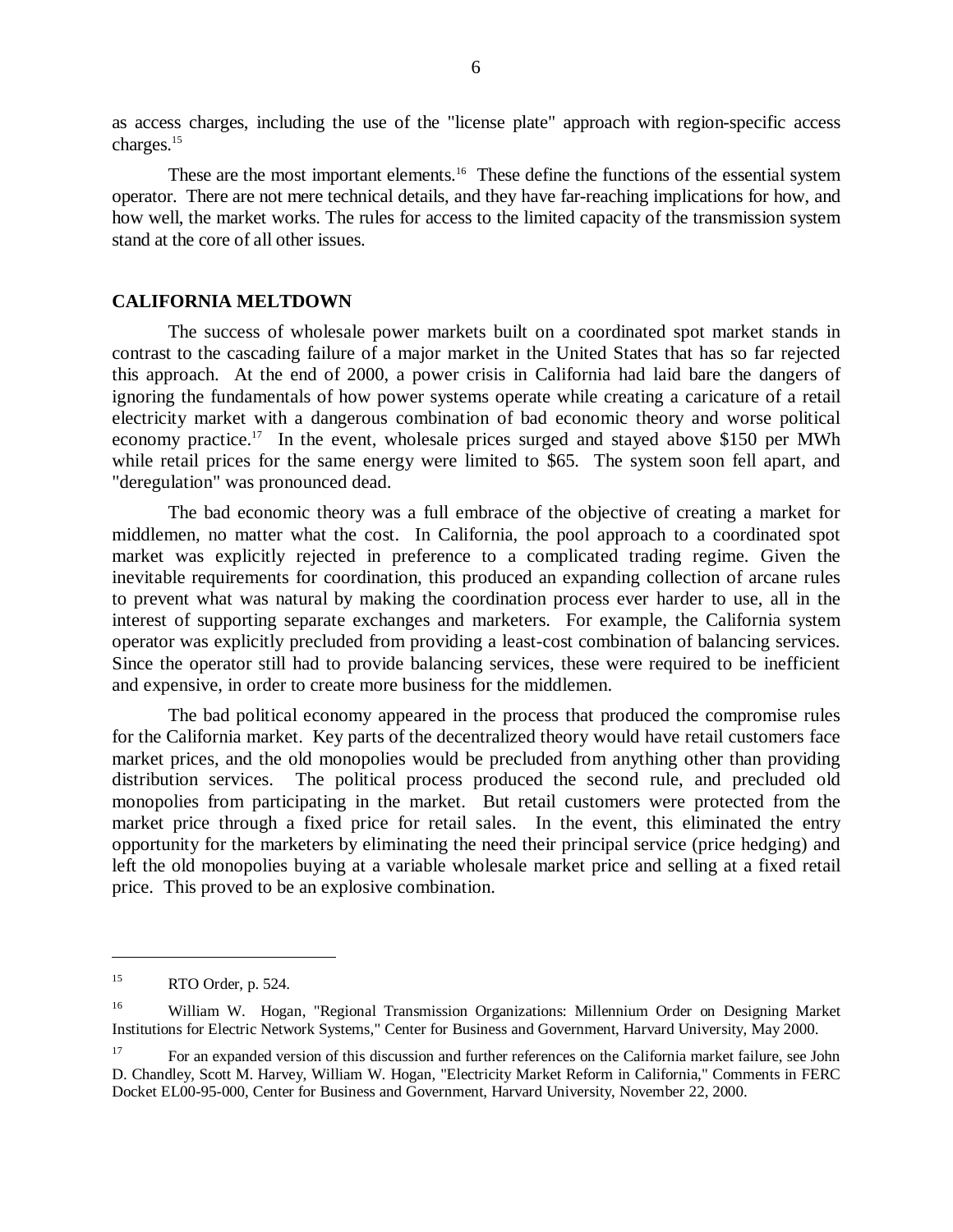as access charges, including the use of the "license plate" approach with region-specific access charges.[15]

These are the most important elements.[16] These define the functions of the essential system operator. There are not mere technical details, and they have far-reaching implications for how, and how well, the market works. The rules for access to the limited capacity of the transmission system stand at the core of all other issues.

## CALIFORNIA MELTDOWN

The success of wholesale power markets built on a coordinated spot market stands in contrast to the cascading failure of a major market in the United States that has so far rejected this approach. At the end of 2000, a power crisis in California had laid bare the dangers of ignoring the fundamentals of how power systems operate while creating a caricature of a retail electricity market with a dangerous combination of bad economic theory and worse political economy practice.[17] In the event, wholesale prices surged and stayed above $150 per MWh while retail prices for the same energy were limited to $65. The system soon fell apart, and "deregulation" was pronounced dead.

The bad economic theory was a full embrace of the objective of creating a market for middlemen, no matter what the cost. In California, the pool approach to a coordinated spot market was explicitly rejected in preference to a complicated trading regime. Given the inevitable requirements for coordination, this produced an expanding collection of arcane rules to prevent what was natural by making the coordination process ever harder to use, all in the interest of supporting separate exchanges and marketers. For example, the California system operator was explicitly precluded from providing a least-cost combination of balancing services. Since the operator still had to provide balancing services, these were required to be inefficient and expensive, in order to create more business for the middlemen.

The bad political economy appeared in the process that produced the compromise rules for the California market. Key parts of the decentralized theory would have retail customers face market prices, and the old monopolies would be precluded from anything other than providing distribution services. The political process produced the second rule, and precluded old monopolies from participating in the market. But retail customers were protected from the market price through a fixed price for retail sales. In the event, this eliminated the entry opportunity for the marketers by eliminating the need their principal service (price hedging) and left the old monopolies buying at a variable wholesale market price and selling at a fixed retail price. This proved to be an explosive combination.

---

[15] RTO Order, p. 524.

[16] William W. Hogan, "Regional Transmission Organizations: Millennium Order on Designing Market Institutions for Electric Network Systems," Center for Business and Government, Harvard University, May 2000.

[17] For an expanded version of this discussion and further references on the California market failure, see John D. Chandley, Scott M. Harvey, William W. Hogan, "Electricity Market Reform in California," Comments in FERC Docket EL00-95-000, Center for Business and Government, Harvard University, November 22, 2000.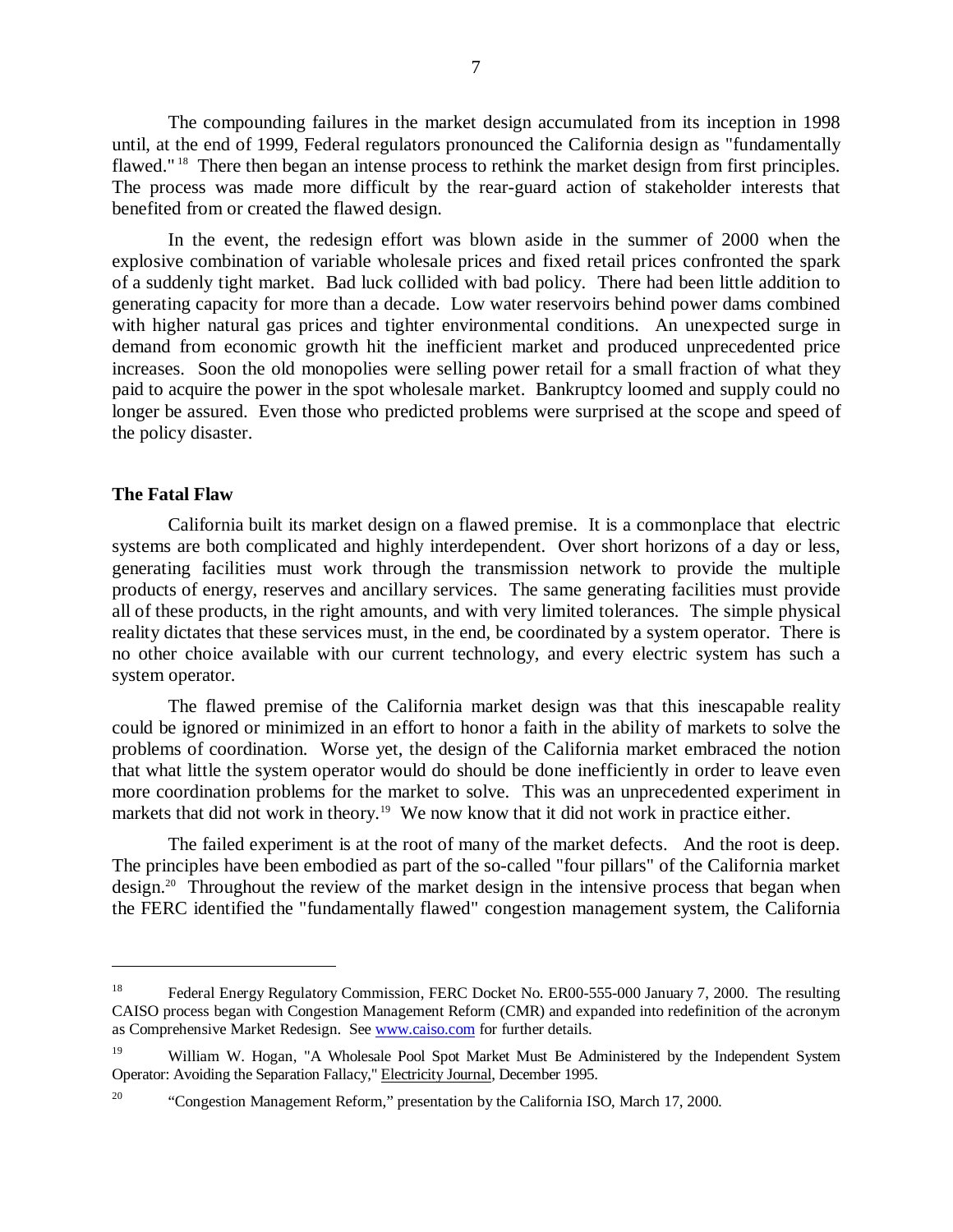The compounding failures in the market design accumulated from its inception in 1998 until, at the end of 1999, Federal regulators pronounced the California design as "fundamentally flawed." [18] There then began an intense process to rethink the market design from first principles. The process was made more difficult by the rear-guard action of stakeholder interests that benefited from or created the flawed design.

In the event, the redesign effort was blown aside in the summer of 2000 when the explosive combination of variable wholesale prices and fixed retail prices confronted the spark of a suddenly tight market. Bad luck collided with bad policy. There had been little addition to generating capacity for more than a decade. Low water reservoirs behind power dams combined with higher natural gas prices and tighter environmental conditions. An unexpected surge in demand from economic growth hit the inefficient market and produced unprecedented price increases. Soon the old monopolies were selling power retail for a small fraction of what they paid to acquire the power in the spot wholesale market. Bankruptcy loomed and supply could no longer be assured. Even those who predicted problems were surprised at the scope and speed of the policy disaster.

**The Fatal Flaw**

California built its market design on a flawed premise. It is a commonplace that electric systems are both complicated and highly interdependent. Over short horizons of a day or less, generating facilities must work through the transmission network to provide the multiple products of energy, reserves and ancillary services. The same generating facilities must provide all of these products, in the right amounts, and with very limited tolerances. The simple physical reality dictates that these services must, in the end, be coordinated by a system operator. There is no other choice available with our current technology, and every electric system has such a system operator.

The flawed premise of the California market design was that this inescapable reality could be ignored or minimized in an effort to honor a faith in the ability of markets to solve the problems of coordination. Worse yet, the design of the California market embraced the notion that what little the system operator would do should be done inefficiently in order to leave even more coordination problems for the market to solve. This was an unprecedented experiment in markets that did not work in theory.[19] We now know that it did not work in practice either.

The failed experiment is at the root of many of the market defects. And the root is deep. The principles have been embodied as part of the so-called "four pillars" of the California market design.[20] Throughout the review of the market design in the intensive process that began when the FERC identified the "fundamentally flawed" congestion management system, the California

---

[18] Federal Energy Regulatory Commission, FERC Docket No. ER00-555-000 January 7, 2000. The resulting CAISO process began with Congestion Management Reform (CMR) and expanded into redefinition of the acronym as Comprehensive Market Redesign. See www.caiso.com for further details.

[19] William W. Hogan, "A Wholesale Pool Spot Market Must Be Administered by the Independent System Operator: Avoiding the Separation Fallacy," Electricity Journal, December 1995.

[20] "Congestion Management Reform," presentation by the California ISO, March 17, 2000.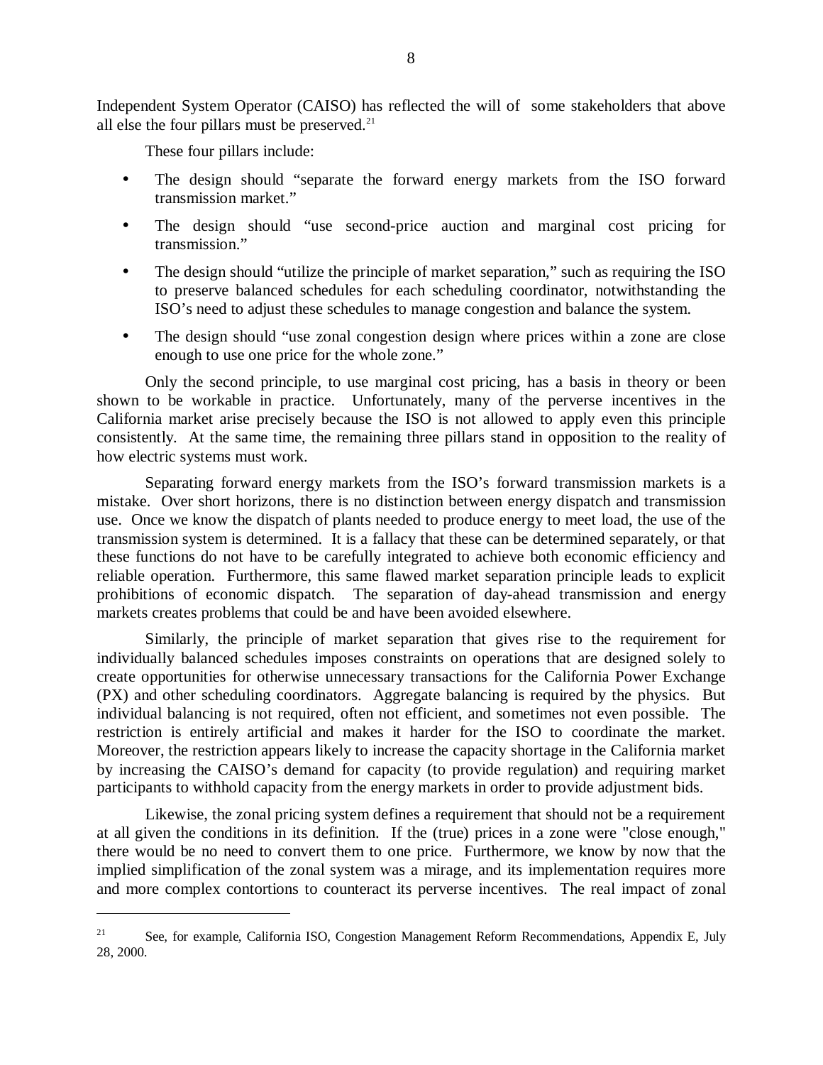Independent System Operator (CAISO) has reflected the will of some stakeholders that above all else the four pillars must be preserved.[21]

These four pillars include:

- The design should "separate the forward energy markets from the ISO forward transmission market."
- The design should "use second-price auction and marginal cost pricing for transmission."
- The design should "utilize the principle of market separation," such as requiring the ISO to preserve balanced schedules for each scheduling coordinator, notwithstanding the ISO's need to adjust these schedules to manage congestion and balance the system.
- The design should "use zonal congestion design where prices within a zone are close enough to use one price for the whole zone."

Only the second principle, to use marginal cost pricing, has a basis in theory or been shown to be workable in practice. Unfortunately, many of the perverse incentives in the California market arise precisely because the ISO is not allowed to apply even this principle consistently. At the same time, the remaining three pillars stand in opposition to the reality of how electric systems must work.

Separating forward energy markets from the ISO's forward transmission markets is a mistake. Over short horizons, there is no distinction between energy dispatch and transmission use. Once we know the dispatch of plants needed to produce energy to meet load, the use of the transmission system is determined. It is a fallacy that these can be determined separately, or that these functions do not have to be carefully integrated to achieve both economic efficiency and reliable operation. Furthermore, this same flawed market separation principle leads to explicit prohibitions of economic dispatch. The separation of day-ahead transmission and energy markets creates problems that could be and have been avoided elsewhere.

Similarly, the principle of market separation that gives rise to the requirement for individually balanced schedules imposes constraints on operations that are designed solely to create opportunities for otherwise unnecessary transactions for the California Power Exchange (PX) and other scheduling coordinators. Aggregate balancing is required by the physics. But individual balancing is not required, often not efficient, and sometimes not even possible. The restriction is entirely artificial and makes it harder for the ISO to coordinate the market. Moreover, the restriction appears likely to increase the capacity shortage in the California market by increasing the CAISO's demand for capacity (to provide regulation) and requiring market participants to withhold capacity from the energy markets in order to provide adjustment bids.

Likewise, the zonal pricing system defines a requirement that should not be a requirement at all given the conditions in its definition. If the (true) prices in a zone were "close enough," there would be no need to convert them to one price. Furthermore, we know by now that the implied simplification of the zonal system was a mirage, and its implementation requires more and more complex contortions to counteract its perverse incentives. The real impact of zonal

---

[21] See, for example, California ISO, Congestion Management Reform Recommendations, Appendix E, July 28, 2000.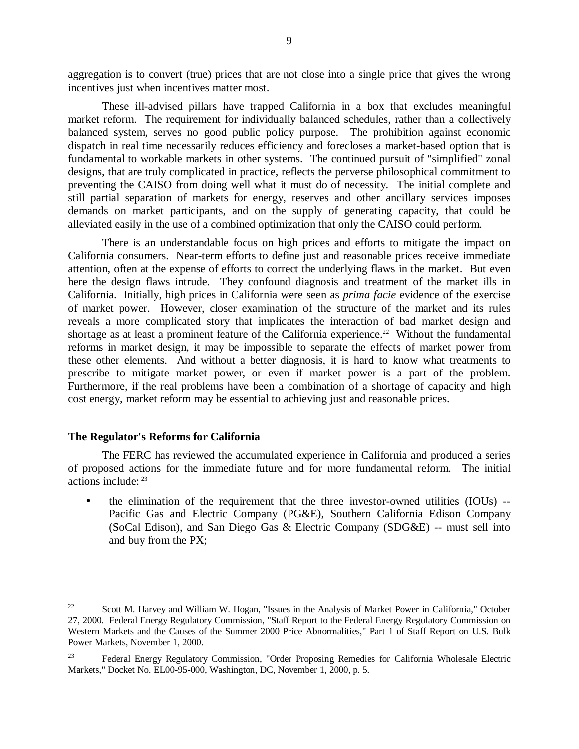aggregation is to convert (true) prices that are not close into a single price that gives the wrong incentives just when incentives matter most.

These ill-advised pillars have trapped California in a box that excludes meaningful market reform. The requirement for individually balanced schedules, rather than a collectively balanced system, serves no good public policy purpose. The prohibition against economic dispatch in real time necessarily reduces efficiency and forecloses a market-based option that is fundamental to workable markets in other systems. The continued pursuit of "simplified" zonal designs, that are truly complicated in practice, reflects the perverse philosophical commitment to preventing the CAISO from doing well what it must do of necessity. The initial complete and still partial separation of markets for energy, reserves and other ancillary services imposes demands on market participants, and on the supply of generating capacity, that could be alleviated easily in the use of a combined optimization that only the CAISO could perform.

There is an understandable focus on high prices and efforts to mitigate the impact on California consumers. Near-term efforts to define just and reasonable prices receive immediate attention, often at the expense of efforts to correct the underlying flaws in the market. But even here the design flaws intrude. They confound diagnosis and treatment of the market ills in California. Initially, high prices in California were seen as *prima facie* evidence of the exercise of market power. However, closer examination of the structure of the market and its rules reveals a more complicated story that implicates the interaction of bad market design and shortage as at least a prominent feature of the California experience.[22] Without the fundamental reforms in market design, it may be impossible to separate the effects of market power from these other elements. And without a better diagnosis, it is hard to know what treatments to prescribe to mitigate market power, or even if market power is a part of the problem. Furthermore, if the real problems have been a combination of a shortage of capacity and high cost energy, market reform may be essential to achieving just and reasonable prices.

## The Regulator's Reforms for California

The FERC has reviewed the accumulated experience in California and produced a series of proposed actions for the immediate future and for more fundamental reform. The initial actions include:[23]

- the elimination of the requirement that the three investor-owned utilities (IOUs) -- Pacific Gas and Electric Company (PG&E), Southern California Edison Company (SoCal Edison), and San Diego Gas & Electric Company (SDG&E) -- must sell into and buy from the PX;

---

[22] Scott M. Harvey and William W. Hogan, "Issues in the Analysis of Market Power in California," October 27, 2000. Federal Energy Regulatory Commission, "Staff Report to the Federal Energy Regulatory Commission on Western Markets and the Causes of the Summer 2000 Price Abnormalities," Part 1 of Staff Report on U.S. Bulk Power Markets, November 1, 2000.

[23] Federal Energy Regulatory Commission, "Order Proposing Remedies for California Wholesale Electric Markets," Docket No. EL00-95-000, Washington, DC, November 1, 2000, p. 5.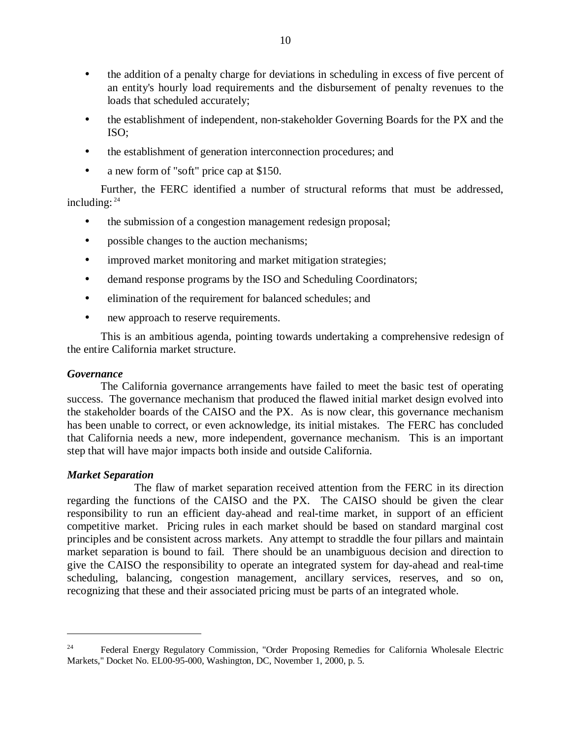- the addition of a penalty charge for deviations in scheduling in excess of five percent of an entity's hourly load requirements and the disbursement of penalty revenues to the loads that scheduled accurately;
- the establishment of independent, non-stakeholder Governing Boards for the PX and the ISO;
- the establishment of generation interconnection procedures; and
- a new form of "soft" price cap at $150.

Further, the FERC identified a number of structural reforms that must be addressed, including:[24]

- the submission of a congestion management redesign proposal;
- possible changes to the auction mechanisms;
- improved market monitoring and market mitigation strategies;
- demand response programs by the ISO and Scheduling Coordinators;
- elimination of the requirement for balanced schedules; and
- new approach to reserve requirements.

This is an ambitious agenda, pointing towards undertaking a comprehensive redesign of the entire California market structure.

***Governance***

The California governance arrangements have failed to meet the basic test of operating success. The governance mechanism that produced the flawed initial market design evolved into the stakeholder boards of the CAISO and the PX. As is now clear, this governance mechanism has been unable to correct, or even acknowledge, its initial mistakes. The FERC has concluded that California needs a new, more independent, governance mechanism. This is an important step that will have major impacts both inside and outside California.

***Market Separation***

The flaw of market separation received attention from the FERC in its direction regarding the functions of the CAISO and the PX. The CAISO should be given the clear responsibility to run an efficient day-ahead and real-time market, in support of an efficient competitive market. Pricing rules in each market should be based on standard marginal cost principles and be consistent across markets. Any attempt to straddle the four pillars and maintain market separation is bound to fail. There should be an unambiguous decision and direction to give the CAISO the responsibility to operate an integrated system for day-ahead and real-time scheduling, balancing, congestion management, ancillary services, reserves, and so on, recognizing that these and their associated pricing must be parts of an integrated whole.

---

[24] Federal Energy Regulatory Commission, "Order Proposing Remedies for California Wholesale Electric Markets," Docket No. EL00-95-000, Washington, DC, November 1, 2000, p. 5.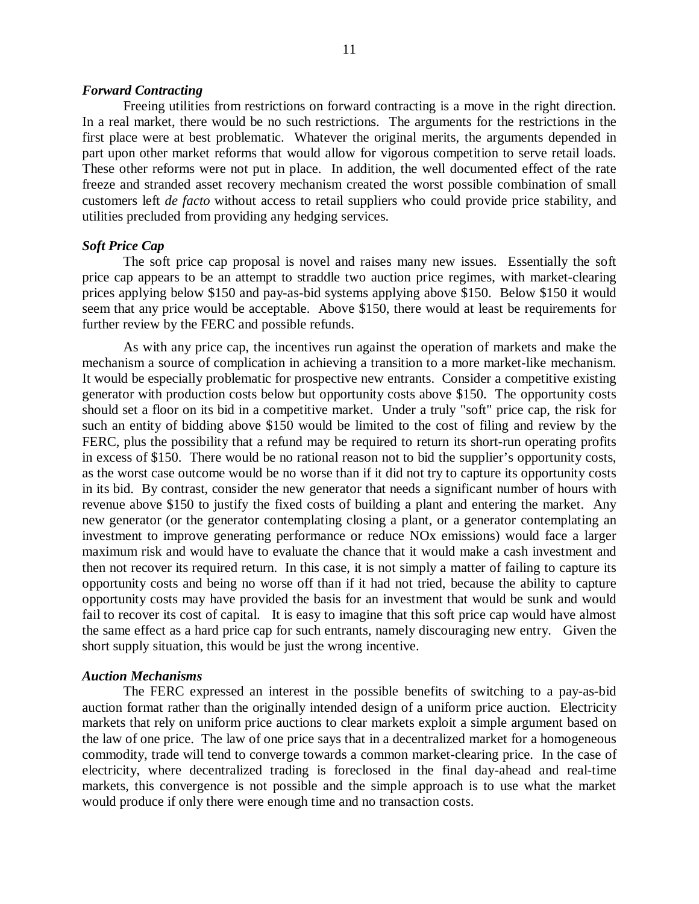### *Forward Contracting*

Freeing utilities from restrictions on forward contracting is a move in the right direction. In a real market, there would be no such restrictions. The arguments for the restrictions in the first place were at best problematic. Whatever the original merits, the arguments depended in part upon other market reforms that would allow for vigorous competition to serve retail loads. These other reforms were not put in place. In addition, the well documented effect of the rate freeze and stranded asset recovery mechanism created the worst possible combination of small customers left *de facto* without access to retail suppliers who could provide price stability, and utilities precluded from providing any hedging services.

### *Soft Price Cap*

The soft price cap proposal is novel and raises many new issues. Essentially the soft price cap appears to be an attempt to straddle two auction price regimes, with market-clearing prices applying below $150 and pay-as-bid systems applying above $150. Below $150 it would seem that any price would be acceptable. Above $150, there would at least be requirements for further review by the FERC and possible refunds.

As with any price cap, the incentives run against the operation of markets and make the mechanism a source of complication in achieving a transition to a more market-like mechanism. It would be especially problematic for prospective new entrants. Consider a competitive existing generator with production costs below but opportunity costs above $150. The opportunity costs should set a floor on its bid in a competitive market. Under a truly "soft" price cap, the risk for such an entity of bidding above $150 would be limited to the cost of filing and review by the FERC, plus the possibility that a refund may be required to return its short-run operating profits in excess of $150. There would be no rational reason not to bid the supplier's opportunity costs, as the worst case outcome would be no worse than if it did not try to capture its opportunity costs in its bid. By contrast, consider the new generator that needs a significant number of hours with revenue above $150 to justify the fixed costs of building a plant and entering the market. Any new generator (or the generator contemplating closing a plant, or a generator contemplating an investment to improve generating performance or reduce NOx emissions) would face a larger maximum risk and would have to evaluate the chance that it would make a cash investment and then not recover its required return. In this case, it is not simply a matter of failing to capture its opportunity costs and being no worse off than if it had not tried, because the ability to capture opportunity costs may have provided the basis for an investment that would be sunk and would fail to recover its cost of capital. It is easy to imagine that this soft price cap would have almost the same effect as a hard price cap for such entrants, namely discouraging new entry. Given the short supply situation, this would be just the wrong incentive.

### *Auction Mechanisms*

The FERC expressed an interest in the possible benefits of switching to a pay-as-bid auction format rather than the originally intended design of a uniform price auction. Electricity markets that rely on uniform price auctions to clear markets exploit a simple argument based on the law of one price. The law of one price says that in a decentralized market for a homogeneous commodity, trade will tend to converge towards a common market-clearing price. In the case of electricity, where decentralized trading is foreclosed in the final day-ahead and real-time markets, this convergence is not possible and the simple approach is to use what the market would produce if only there were enough time and no transaction costs.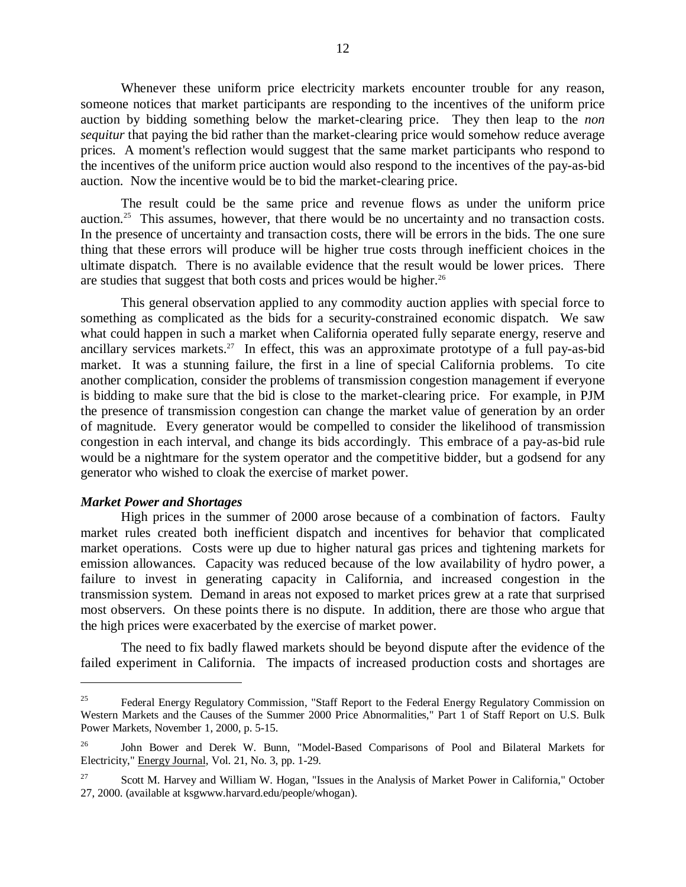Whenever these uniform price electricity markets encounter trouble for any reason, someone notices that market participants are responding to the incentives of the uniform price auction by bidding something below the market-clearing price. They then leap to the *non sequitur* that paying the bid rather than the market-clearing price would somehow reduce average prices. A moment's reflection would suggest that the same market participants who respond to the incentives of the uniform price auction would also respond to the incentives of the pay-as-bid auction. Now the incentive would be to bid the market-clearing price.

The result could be the same price and revenue flows as under the uniform price auction.[25] This assumes, however, that there would be no uncertainty and no transaction costs. In the presence of uncertainty and transaction costs, there will be errors in the bids. The one sure thing that these errors will produce will be higher true costs through inefficient choices in the ultimate dispatch. There is no available evidence that the result would be lower prices. There are studies that suggest that both costs and prices would be higher.[26]

This general observation applied to any commodity auction applies with special force to something as complicated as the bids for a security-constrained economic dispatch. We saw what could happen in such a market when California operated fully separate energy, reserve and ancillary services markets.[27] In effect, this was an approximate prototype of a full pay-as-bid market. It was a stunning failure, the first in a line of special California problems. To cite another complication, consider the problems of transmission congestion management if everyone is bidding to make sure that the bid is close to the market-clearing price. For example, in PJM the presence of transmission congestion can change the market value of generation by an order of magnitude. Every generator would be compelled to consider the likelihood of transmission congestion in each interval, and change its bids accordingly. This embrace of a pay-as-bid rule would be a nightmare for the system operator and the competitive bidder, but a godsend for any generator who wished to cloak the exercise of market power.

### *Market Power and Shortages*

High prices in the summer of 2000 arose because of a combination of factors. Faulty market rules created both inefficient dispatch and incentives for behavior that complicated market operations. Costs were up due to higher natural gas prices and tightening markets for emission allowances. Capacity was reduced because of the low availability of hydro power, a failure to invest in generating capacity in California, and increased congestion in the transmission system. Demand in areas not exposed to market prices grew at a rate that surprised most observers. On these points there is no dispute. In addition, there are those who argue that the high prices were exacerbated by the exercise of market power.

The need to fix badly flawed markets should be beyond dispute after the evidence of the failed experiment in California. The impacts of increased production costs and shortages are

---

[25] Federal Energy Regulatory Commission, "Staff Report to the Federal Energy Regulatory Commission on Western Markets and the Causes of the Summer 2000 Price Abnormalities," Part 1 of Staff Report on U.S. Bulk Power Markets, November 1, 2000, p. 5-15.

[26] John Bower and Derek W. Bunn, "Model-Based Comparisons of Pool and Bilateral Markets for Electricity," Energy Journal, Vol. 21, No. 3, pp. 1-29.

[27] Scott M. Harvey and William W. Hogan, "Issues in the Analysis of Market Power in California," October 27, 2000. (available at ksgwww.harvard.edu/people/whogan).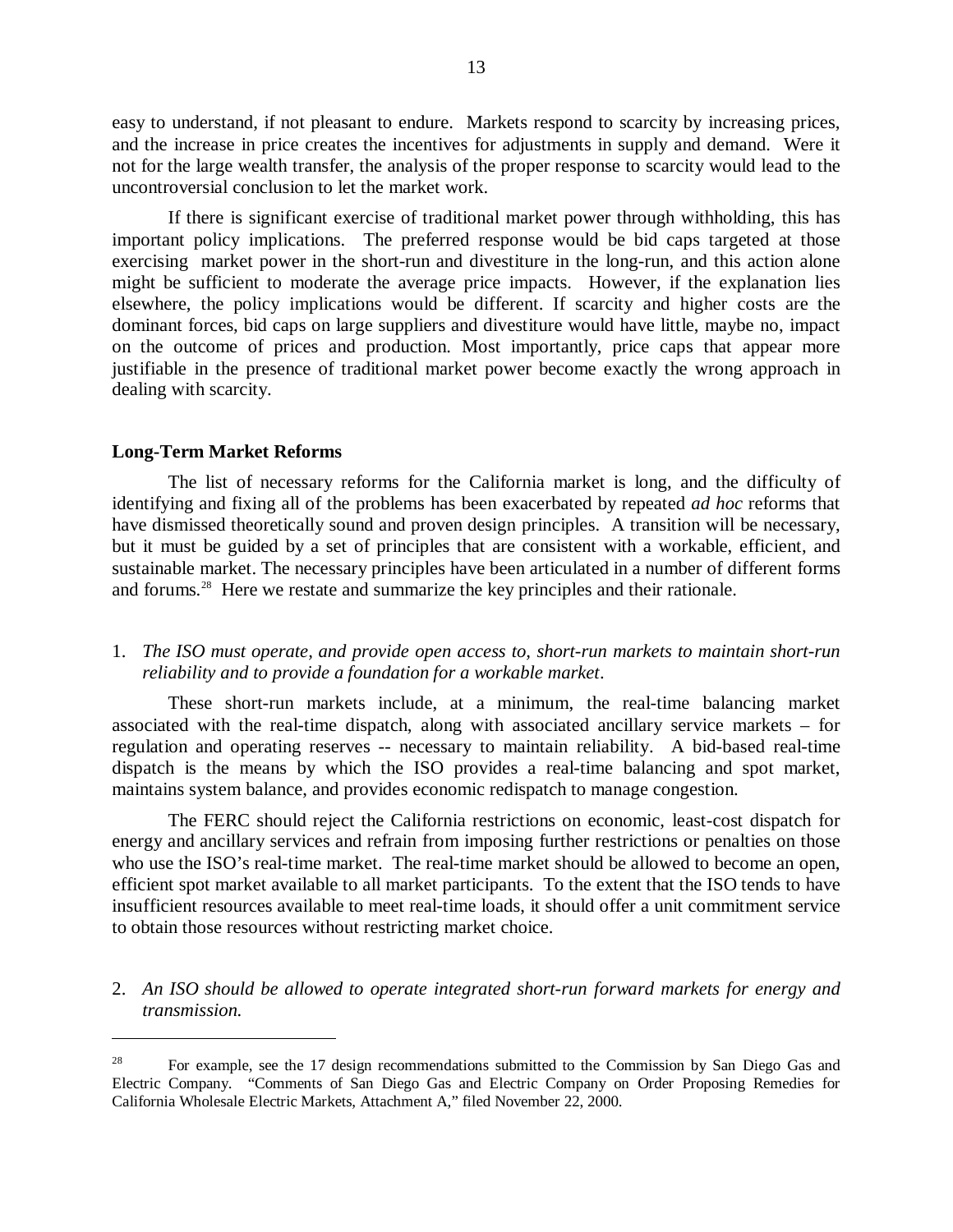easy to understand, if not pleasant to endure. Markets respond to scarcity by increasing prices, and the increase in price creates the incentives for adjustments in supply and demand. Were it not for the large wealth transfer, the analysis of the proper response to scarcity would lead to the uncontroversial conclusion to let the market work.

If there is significant exercise of traditional market power through withholding, this has important policy implications. The preferred response would be bid caps targeted at those exercising market power in the short-run and divestiture in the long-run, and this action alone might be sufficient to moderate the average price impacts. However, if the explanation lies elsewhere, the policy implications would be different. If scarcity and higher costs are the dominant forces, bid caps on large suppliers and divestiture would have little, maybe no, impact on the outcome of prices and production. Most importantly, price caps that appear more justifiable in the presence of traditional market power become exactly the wrong approach in dealing with scarcity.

## Long-Term Market Reforms

The list of necessary reforms for the California market is long, and the difficulty of identifying and fixing all of the problems has been exacerbated by repeated *ad hoc* reforms that have dismissed theoretically sound and proven design principles. A transition will be necessary, but it must be guided by a set of principles that are consistent with a workable, efficient, and sustainable market. The necessary principles have been articulated in a number of different forms and forums.[28] Here we restate and summarize the key principles and their rationale.

1. *The ISO must operate, and provide open access to, short-run markets to maintain short-run reliability and to provide a foundation for a workable market*.

These short-run markets include, at a minimum, the real-time balancing market associated with the real-time dispatch, along with associated ancillary service markets – for regulation and operating reserves -- necessary to maintain reliability. A bid-based real-time dispatch is the means by which the ISO provides a real-time balancing and spot market, maintains system balance, and provides economic redispatch to manage congestion.

The FERC should reject the California restrictions on economic, least-cost dispatch for energy and ancillary services and refrain from imposing further restrictions or penalties on those who use the ISO's real-time market. The real-time market should be allowed to become an open, efficient spot market available to all market participants. To the extent that the ISO tends to have insufficient resources available to meet real-time loads, it should offer a unit commitment service to obtain those resources without restricting market choice.

2. *An ISO should be allowed to operate integrated short-run forward markets for energy and transmission.*

---

[28] For example, see the 17 design recommendations submitted to the Commission by San Diego Gas and Electric Company. "Comments of San Diego Gas and Electric Company on Order Proposing Remedies for California Wholesale Electric Markets, Attachment A," filed November 22, 2000.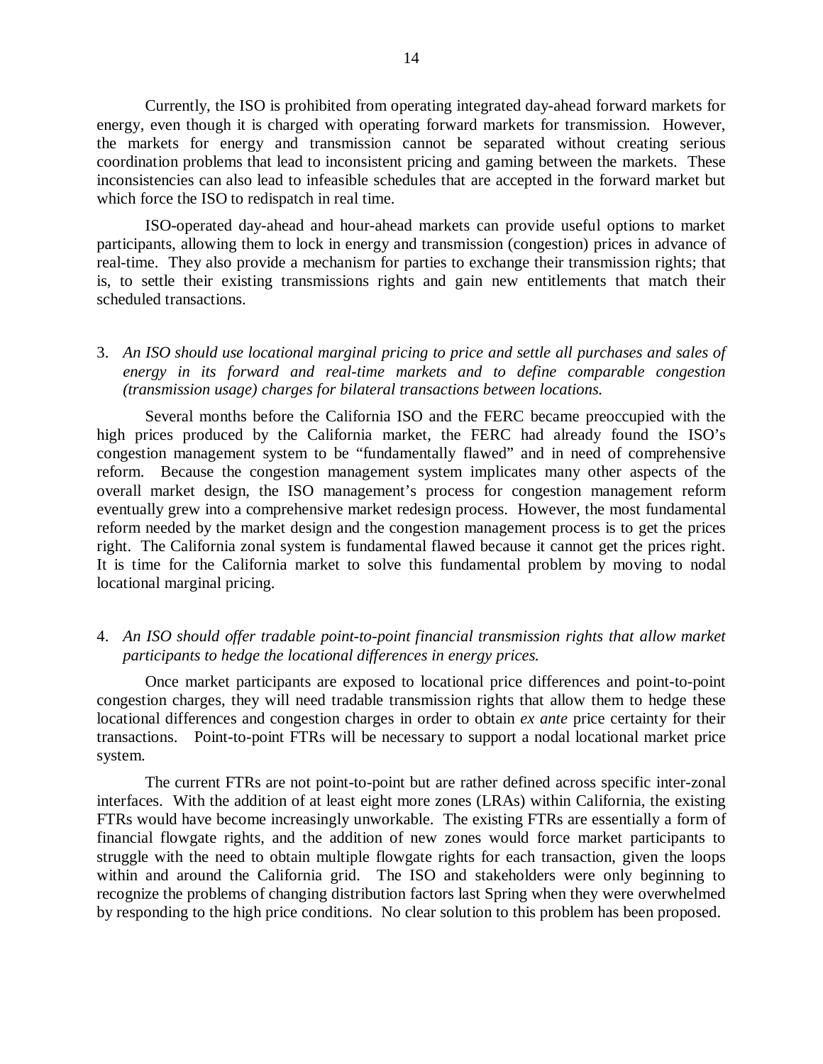Currently, the ISO is prohibited from operating integrated day-ahead forward markets for energy, even though it is charged with operating forward markets for transmission. However, the markets for energy and transmission cannot be separated without creating serious coordination problems that lead to inconsistent pricing and gaming between the markets. These inconsistencies can also lead to infeasible schedules that are accepted in the forward market but which force the ISO to redispatch in real time.

ISO-operated day-ahead and hour-ahead markets can provide useful options to market participants, allowing them to lock in energy and transmission (congestion) prices in advance of real-time. They also provide a mechanism for parties to exchange their transmission rights; that is, to settle their existing transmissions rights and gain new entitlements that match their scheduled transactions.

3. *An ISO should use locational marginal pricing to price and settle all purchases and sales of energy in its forward and real-time markets and to define comparable congestion (transmission usage) charges for bilateral transactions between locations.*

Several months before the California ISO and the FERC became preoccupied with the high prices produced by the California market, the FERC had already found the ISO's congestion management system to be "fundamentally flawed" and in need of comprehensive reform. Because the congestion management system implicates many other aspects of the overall market design, the ISO management's process for congestion management reform eventually grew into a comprehensive market redesign process. However, the most fundamental reform needed by the market design and the congestion management process is to get the prices right. The California zonal system is fundamental flawed because it cannot get the prices right. It is time for the California market to solve this fundamental problem by moving to nodal locational marginal pricing.

4. *An ISO should offer tradable point-to-point financial transmission rights that allow market participants to hedge the locational differences in energy prices.*

Once market participants are exposed to locational price differences and point-to-point congestion charges, they will need tradable transmission rights that allow them to hedge these locational differences and congestion charges in order to obtain *ex ante* price certainty for their transactions. Point-to-point FTRs will be necessary to support a nodal locational market price system.

The current FTRs are not point-to-point but are rather defined across specific inter-zonal interfaces. With the addition of at least eight more zones (LRAs) within California, the existing FTRs would have become increasingly unworkable. The existing FTRs are essentially a form of financial flowgate rights, and the addition of new zones would force market participants to struggle with the need to obtain multiple flowgate rights for each transaction, given the loops within and around the California grid. The ISO and stakeholders were only beginning to recognize the problems of changing distribution factors last Spring when they were overwhelmed by responding to the high price conditions. No clear solution to this problem has been proposed.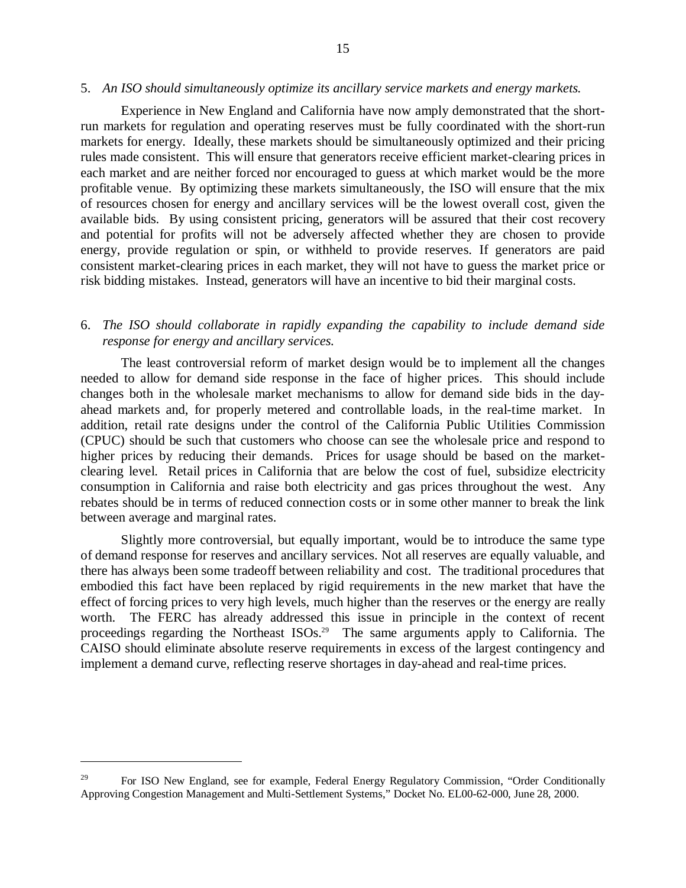5. *An ISO should simultaneously optimize its ancillary service markets and energy markets.*

Experience in New England and California have now amply demonstrated that the short-run markets for regulation and operating reserves must be fully coordinated with the short-run markets for energy. Ideally, these markets should be simultaneously optimized and their pricing rules made consistent. This will ensure that generators receive efficient market-clearing prices in each market and are neither forced nor encouraged to guess at which market would be the more profitable venue. By optimizing these markets simultaneously, the ISO will ensure that the mix of resources chosen for energy and ancillary services will be the lowest overall cost, given the available bids. By using consistent pricing, generators will be assured that their cost recovery and potential for profits will not be adversely affected whether they are chosen to provide energy, provide regulation or spin, or withheld to provide reserves. If generators are paid consistent market-clearing prices in each market, they will not have to guess the market price or risk bidding mistakes. Instead, generators will have an incentive to bid their marginal costs.

6. *The ISO should collaborate in rapidly expanding the capability to include demand side response for energy and ancillary services.*

The least controversial reform of market design would be to implement all the changes needed to allow for demand side response in the face of higher prices. This should include changes both in the wholesale market mechanisms to allow for demand side bids in the day-ahead markets and, for properly metered and controllable loads, in the real-time market. In addition, retail rate designs under the control of the California Public Utilities Commission (CPUC) should be such that customers who choose can see the wholesale price and respond to higher prices by reducing their demands. Prices for usage should be based on the market-clearing level. Retail prices in California that are below the cost of fuel, subsidize electricity consumption in California and raise both electricity and gas prices throughout the west. Any rebates should be in terms of reduced connection costs or in some other manner to break the link between average and marginal rates.

Slightly more controversial, but equally important, would be to introduce the same type of demand response for reserves and ancillary services. Not all reserves are equally valuable, and there has always been some tradeoff between reliability and cost. The traditional procedures that embodied this fact have been replaced by rigid requirements in the new market that have the effect of forcing prices to very high levels, much higher than the reserves or the energy are really worth. The FERC has already addressed this issue in principle in the context of recent proceedings regarding the Northeast ISOs.[29] The same arguments apply to California. The CAISO should eliminate absolute reserve requirements in excess of the largest contingency and implement a demand curve, reflecting reserve shortages in day-ahead and real-time prices.

---

[29] For ISO New England, see for example, Federal Energy Regulatory Commission, "Order Conditionally Approving Congestion Management and Multi-Settlement Systems," Docket No. EL00-62-000, June 28, 2000.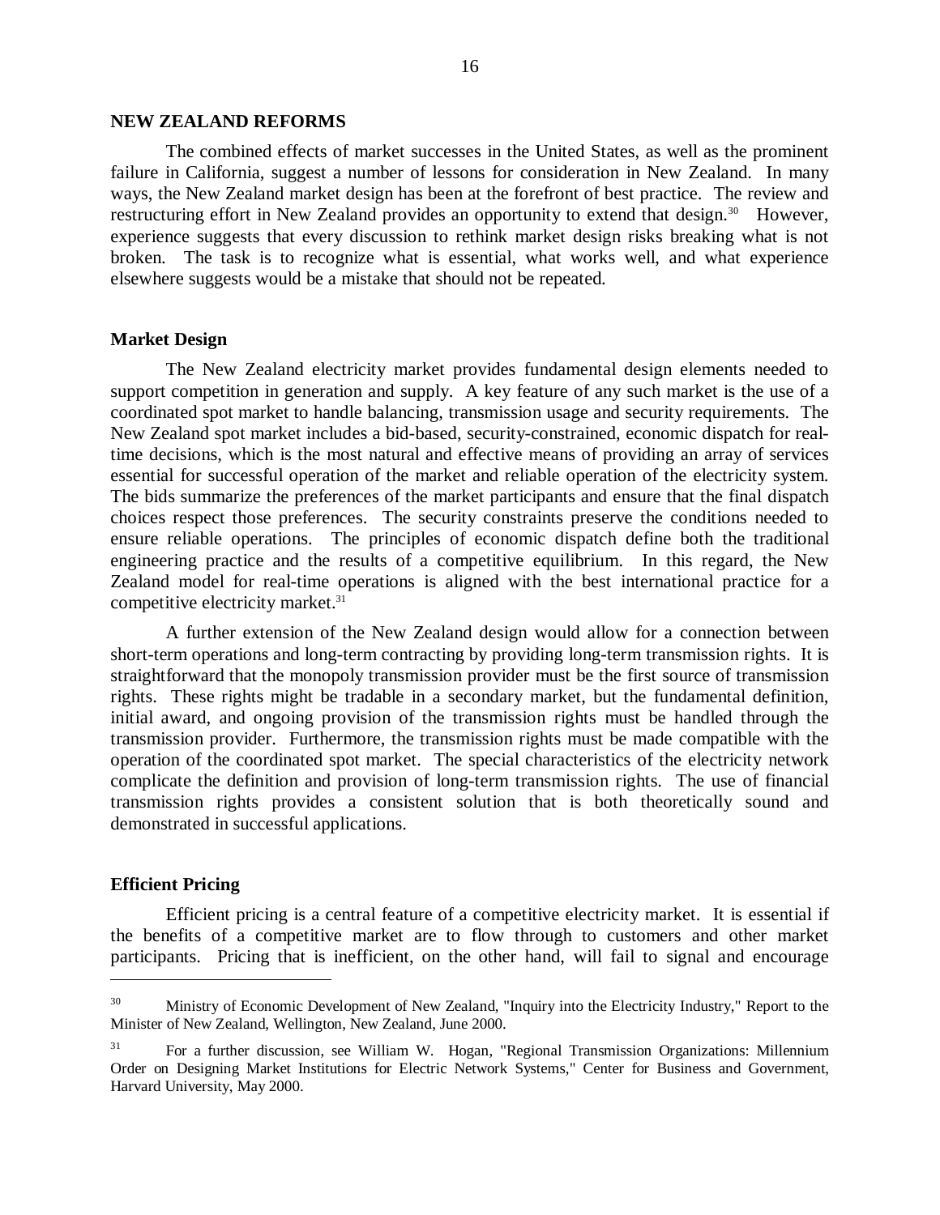## NEW ZEALAND REFORMS

The combined effects of market successes in the United States, as well as the prominent failure in California, suggest a number of lessons for consideration in New Zealand. In many ways, the New Zealand market design has been at the forefront of best practice. The review and restructuring effort in New Zealand provides an opportunity to extend that design.[30] However, experience suggests that every discussion to rethink market design risks breaking what is not broken. The task is to recognize what is essential, what works well, and what experience elsewhere suggests would be a mistake that should not be repeated.

### Market Design

The New Zealand electricity market provides fundamental design elements needed to support competition in generation and supply. A key feature of any such market is the use of a coordinated spot market to handle balancing, transmission usage and security requirements. The New Zealand spot market includes a bid-based, security-constrained, economic dispatch for real-time decisions, which is the most natural and effective means of providing an array of services essential for successful operation of the market and reliable operation of the electricity system. The bids summarize the preferences of the market participants and ensure that the final dispatch choices respect those preferences. The security constraints preserve the conditions needed to ensure reliable operations. The principles of economic dispatch define both the traditional engineering practice and the results of a competitive equilibrium. In this regard, the New Zealand model for real-time operations is aligned with the best international practice for a competitive electricity market.[31]

A further extension of the New Zealand design would allow for a connection between short-term operations and long-term contracting by providing long-term transmission rights. It is straightforward that the monopoly transmission provider must be the first source of transmission rights. These rights might be tradable in a secondary market, but the fundamental definition, initial award, and ongoing provision of the transmission rights must be handled through the transmission provider. Furthermore, the transmission rights must be made compatible with the operation of the coordinated spot market. The special characteristics of the electricity network complicate the definition and provision of long-term transmission rights. The use of financial transmission rights provides a consistent solution that is both theoretically sound and demonstrated in successful applications.

### Efficient Pricing

Efficient pricing is a central feature of a competitive electricity market. It is essential if the benefits of a competitive market are to flow through to customers and other market participants. Pricing that is inefficient, on the other hand, will fail to signal and encourage

---

[30] Ministry of Economic Development of New Zealand, "Inquiry into the Electricity Industry," Report to the Minister of New Zealand, Wellington, New Zealand, June 2000.

[31] For a further discussion, see William W. Hogan, "Regional Transmission Organizations: Millennium Order on Designing Market Institutions for Electric Network Systems," Center for Business and Government, Harvard University, May 2000.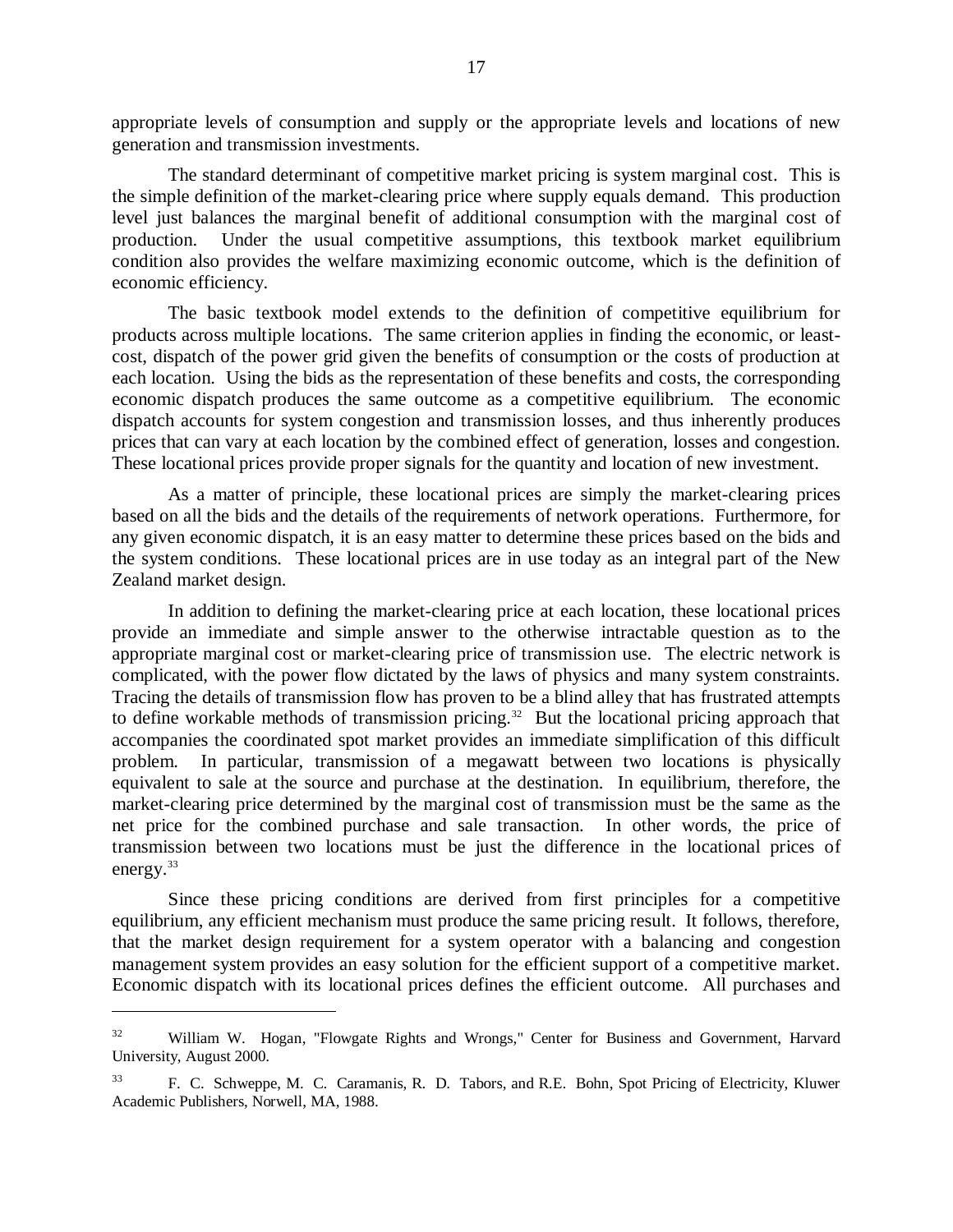appropriate levels of consumption and supply or the appropriate levels and locations of new generation and transmission investments.

The standard determinant of competitive market pricing is system marginal cost. This is the simple definition of the market-clearing price where supply equals demand. This production level just balances the marginal benefit of additional consumption with the marginal cost of production. Under the usual competitive assumptions, this textbook market equilibrium condition also provides the welfare maximizing economic outcome, which is the definition of economic efficiency.

The basic textbook model extends to the definition of competitive equilibrium for products across multiple locations. The same criterion applies in finding the economic, or least-cost, dispatch of the power grid given the benefits of consumption or the costs of production at each location. Using the bids as the representation of these benefits and costs, the corresponding economic dispatch produces the same outcome as a competitive equilibrium. The economic dispatch accounts for system congestion and transmission losses, and thus inherently produces prices that can vary at each location by the combined effect of generation, losses and congestion. These locational prices provide proper signals for the quantity and location of new investment.

As a matter of principle, these locational prices are simply the market-clearing prices based on all the bids and the details of the requirements of network operations. Furthermore, for any given economic dispatch, it is an easy matter to determine these prices based on the bids and the system conditions. These locational prices are in use today as an integral part of the New Zealand market design.

In addition to defining the market-clearing price at each location, these locational prices provide an immediate and simple answer to the otherwise intractable question as to the appropriate marginal cost or market-clearing price of transmission use. The electric network is complicated, with the power flow dictated by the laws of physics and many system constraints. Tracing the details of transmission flow has proven to be a blind alley that has frustrated attempts to define workable methods of transmission pricing.[32] But the locational pricing approach that accompanies the coordinated spot market provides an immediate simplification of this difficult problem. In particular, transmission of a megawatt between two locations is physically equivalent to sale at the source and purchase at the destination. In equilibrium, therefore, the market-clearing price determined by the marginal cost of transmission must be the same as the net price for the combined purchase and sale transaction. In other words, the price of transmission between two locations must be just the difference in the locational prices of energy.[33]

Since these pricing conditions are derived from first principles for a competitive equilibrium, any efficient mechanism must produce the same pricing result. It follows, therefore, that the market design requirement for a system operator with a balancing and congestion management system provides an easy solution for the efficient support of a competitive market. Economic dispatch with its locational prices defines the efficient outcome. All purchases and

---

[32] William W. Hogan, "Flowgate Rights and Wrongs," Center for Business and Government, Harvard University, August 2000.

[33] F. C. Schweppe, M. C. Caramanis, R. D. Tabors, and R.E. Bohn, Spot Pricing of Electricity, Kluwer Academic Publishers, Norwell, MA, 1988.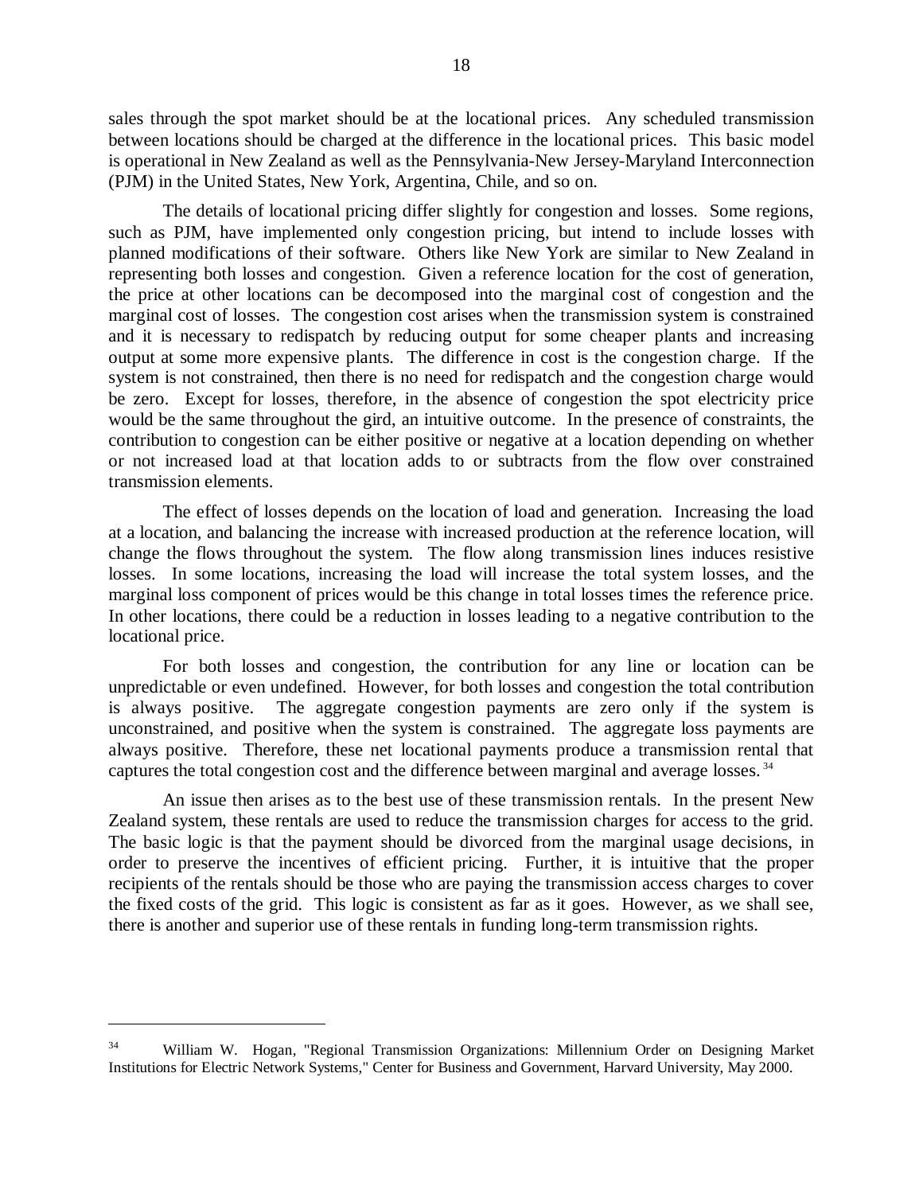sales through the spot market should be at the locational prices. Any scheduled transmission between locations should be charged at the difference in the locational prices. This basic model is operational in New Zealand as well as the Pennsylvania-New Jersey-Maryland Interconnection (PJM) in the United States, New York, Argentina, Chile, and so on.

The details of locational pricing differ slightly for congestion and losses. Some regions, such as PJM, have implemented only congestion pricing, but intend to include losses with planned modifications of their software. Others like New York are similar to New Zealand in representing both losses and congestion. Given a reference location for the cost of generation, the price at other locations can be decomposed into the marginal cost of congestion and the marginal cost of losses. The congestion cost arises when the transmission system is constrained and it is necessary to redispatch by reducing output for some cheaper plants and increasing output at some more expensive plants. The difference in cost is the congestion charge. If the system is not constrained, then there is no need for redispatch and the congestion charge would be zero. Except for losses, therefore, in the absence of congestion the spot electricity price would be the same throughout the gird, an intuitive outcome. In the presence of constraints, the contribution to congestion can be either positive or negative at a location depending on whether or not increased load at that location adds to or subtracts from the flow over constrained transmission elements.

The effect of losses depends on the location of load and generation. Increasing the load at a location, and balancing the increase with increased production at the reference location, will change the flows throughout the system. The flow along transmission lines induces resistive losses. In some locations, increasing the load will increase the total system losses, and the marginal loss component of prices would be this change in total losses times the reference price. In other locations, there could be a reduction in losses leading to a negative contribution to the locational price.

For both losses and congestion, the contribution for any line or location can be unpredictable or even undefined. However, for both losses and congestion the total contribution is always positive. The aggregate congestion payments are zero only if the system is unconstrained, and positive when the system is constrained. The aggregate loss payments are always positive. Therefore, these net locational payments produce a transmission rental that captures the total congestion cost and the difference between marginal and average losses.[34]

An issue then arises as to the best use of these transmission rentals. In the present New Zealand system, these rentals are used to reduce the transmission charges for access to the grid. The basic logic is that the payment should be divorced from the marginal usage decisions, in order to preserve the incentives of efficient pricing. Further, it is intuitive that the proper recipients of the rentals should be those who are paying the transmission access charges to cover the fixed costs of the grid. This logic is consistent as far as it goes. However, as we shall see, there is another and superior use of these rentals in funding long-term transmission rights.

---

[34] William W. Hogan, "Regional Transmission Organizations: Millennium Order on Designing Market Institutions for Electric Network Systems," Center for Business and Government, Harvard University, May 2000.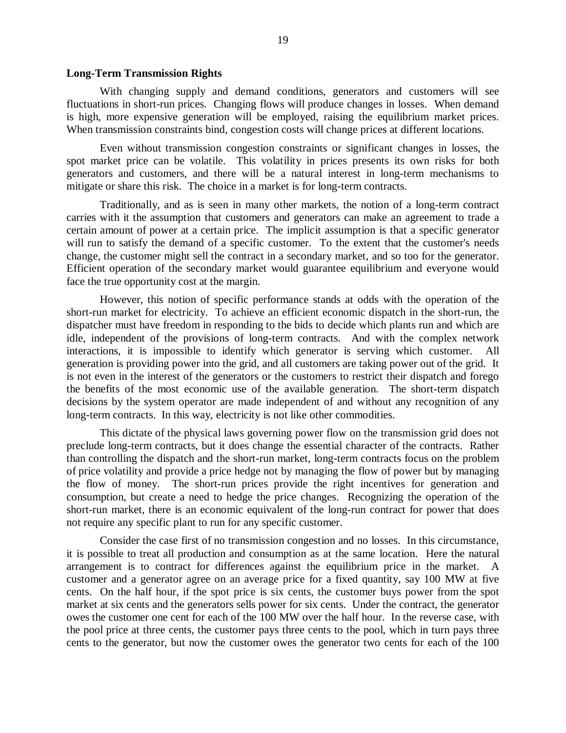**Long-Term Transmission Rights**

With changing supply and demand conditions, generators and customers will see fluctuations in short-run prices. Changing flows will produce changes in losses. When demand is high, more expensive generation will be employed, raising the equilibrium market prices. When transmission constraints bind, congestion costs will change prices at different locations.

Even without transmission congestion constraints or significant changes in losses, the spot market price can be volatile. This volatility in prices presents its own risks for both generators and customers, and there will be a natural interest in long-term mechanisms to mitigate or share this risk. The choice in a market is for long-term contracts.

Traditionally, and as is seen in many other markets, the notion of a long-term contract carries with it the assumption that customers and generators can make an agreement to trade a certain amount of power at a certain price. The implicit assumption is that a specific generator will run to satisfy the demand of a specific customer. To the extent that the customer's needs change, the customer might sell the contract in a secondary market, and so too for the generator. Efficient operation of the secondary market would guarantee equilibrium and everyone would face the true opportunity cost at the margin.

However, this notion of specific performance stands at odds with the operation of the short-run market for electricity. To achieve an efficient economic dispatch in the short-run, the dispatcher must have freedom in responding to the bids to decide which plants run and which are idle, independent of the provisions of long-term contracts. And with the complex network interactions, it is impossible to identify which generator is serving which customer. All generation is providing power into the grid, and all customers are taking power out of the grid. It is not even in the interest of the generators or the customers to restrict their dispatch and forego the benefits of the most economic use of the available generation. The short-term dispatch decisions by the system operator are made independent of and without any recognition of any long-term contracts. In this way, electricity is not like other commodities.

This dictate of the physical laws governing power flow on the transmission grid does not preclude long-term contracts, but it does change the essential character of the contracts. Rather than controlling the dispatch and the short-run market, long-term contracts focus on the problem of price volatility and provide a price hedge not by managing the flow of power but by managing the flow of money. The short-run prices provide the right incentives for generation and consumption, but create a need to hedge the price changes. Recognizing the operation of the short-run market, there is an economic equivalent of the long-run contract for power that does not require any specific plant to run for any specific customer.

Consider the case first of no transmission congestion and no losses. In this circumstance, it is possible to treat all production and consumption as at the same location. Here the natural arrangement is to contract for differences against the equilibrium price in the market. A customer and a generator agree on an average price for a fixed quantity, say 100 MW at five cents. On the half hour, if the spot price is six cents, the customer buys power from the spot market at six cents and the generators sells power for six cents. Under the contract, the generator owes the customer one cent for each of the 100 MW over the half hour. In the reverse case, with the pool price at three cents, the customer pays three cents to the pool, which in turn pays three cents to the generator, but now the customer owes the generator two cents for each of the 100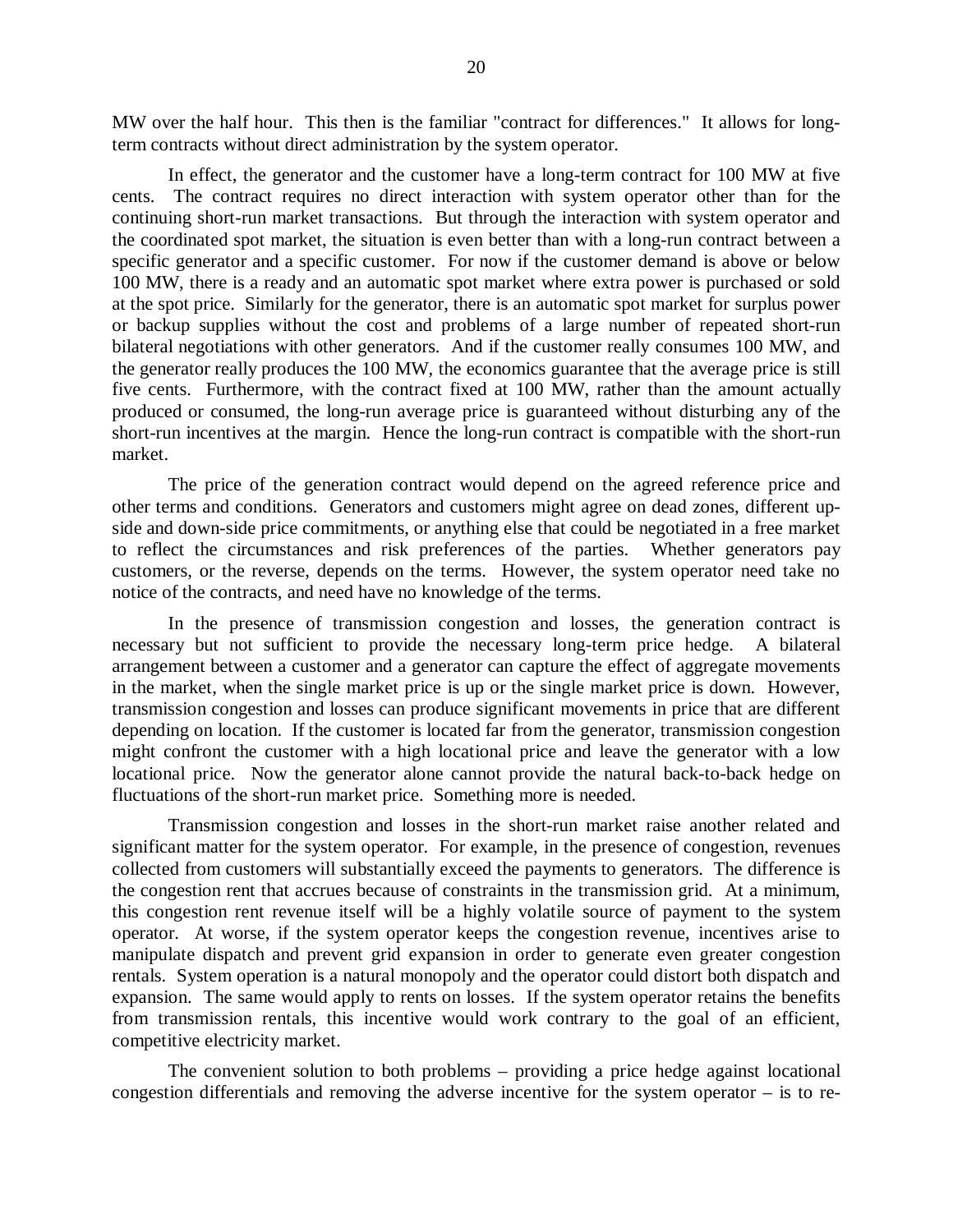MW over the half hour. This then is the familiar "contract for differences." It allows for long-term contracts without direct administration by the system operator.

In effect, the generator and the customer have a long-term contract for 100 MW at five cents. The contract requires no direct interaction with system operator other than for the continuing short-run market transactions. But through the interaction with system operator and the coordinated spot market, the situation is even better than with a long-run contract between a specific generator and a specific customer. For now if the customer demand is above or below 100 MW, there is a ready and an automatic spot market where extra power is purchased or sold at the spot price. Similarly for the generator, there is an automatic spot market for surplus power or backup supplies without the cost and problems of a large number of repeated short-run bilateral negotiations with other generators. And if the customer really consumes 100 MW, and the generator really produces the 100 MW, the economics guarantee that the average price is still five cents. Furthermore, with the contract fixed at 100 MW, rather than the amount actually produced or consumed, the long-run average price is guaranteed without disturbing any of the short-run incentives at the margin. Hence the long-run contract is compatible with the short-run market.

The price of the generation contract would depend on the agreed reference price and other terms and conditions. Generators and customers might agree on dead zones, different up-side and down-side price commitments, or anything else that could be negotiated in a free market to reflect the circumstances and risk preferences of the parties. Whether generators pay customers, or the reverse, depends on the terms. However, the system operator need take no notice of the contracts, and need have no knowledge of the terms.

In the presence of transmission congestion and losses, the generation contract is necessary but not sufficient to provide the necessary long-term price hedge. A bilateral arrangement between a customer and a generator can capture the effect of aggregate movements in the market, when the single market price is up or the single market price is down. However, transmission congestion and losses can produce significant movements in price that are different depending on location. If the customer is located far from the generator, transmission congestion might confront the customer with a high locational price and leave the generator with a low locational price. Now the generator alone cannot provide the natural back-to-back hedge on fluctuations of the short-run market price. Something more is needed.

Transmission congestion and losses in the short-run market raise another related and significant matter for the system operator. For example, in the presence of congestion, revenues collected from customers will substantially exceed the payments to generators. The difference is the congestion rent that accrues because of constraints in the transmission grid. At a minimum, this congestion rent revenue itself will be a highly volatile source of payment to the system operator. At worse, if the system operator keeps the congestion revenue, incentives arise to manipulate dispatch and prevent grid expansion in order to generate even greater congestion rentals. System operation is a natural monopoly and the operator could distort both dispatch and expansion. The same would apply to rents on losses. If the system operator retains the benefits from transmission rentals, this incentive would work contrary to the goal of an efficient, competitive electricity market.

The convenient solution to both problems – providing a price hedge against locational congestion differentials and removing the adverse incentive for the system operator – is to re-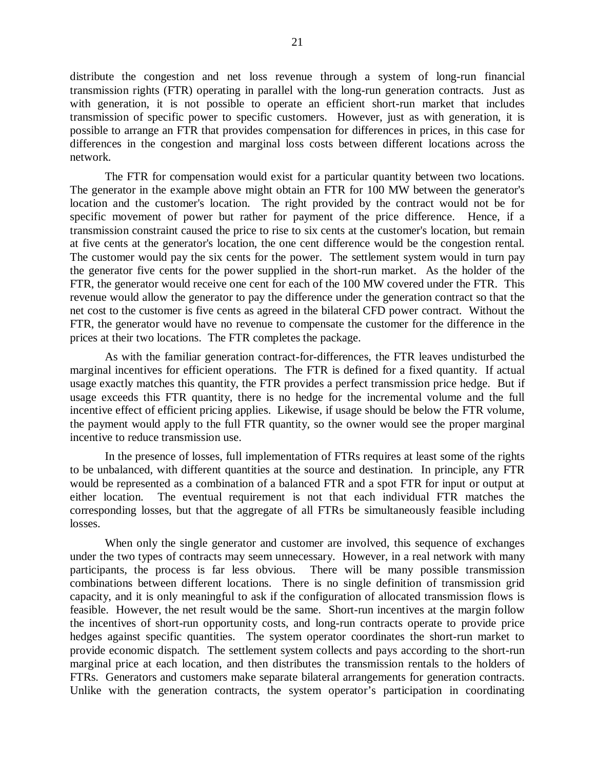distribute the congestion and net loss revenue through a system of long-run financial transmission rights (FTR) operating in parallel with the long-run generation contracts. Just as with generation, it is not possible to operate an efficient short-run market that includes transmission of specific power to specific customers. However, just as with generation, it is possible to arrange an FTR that provides compensation for differences in prices, in this case for differences in the congestion and marginal loss costs between different locations across the network.

The FTR for compensation would exist for a particular quantity between two locations. The generator in the example above might obtain an FTR for 100 MW between the generator's location and the customer's location. The right provided by the contract would not be for specific movement of power but rather for payment of the price difference. Hence, if a transmission constraint caused the price to rise to six cents at the customer's location, but remain at five cents at the generator's location, the one cent difference would be the congestion rental. The customer would pay the six cents for the power. The settlement system would in turn pay the generator five cents for the power supplied in the short-run market. As the holder of the FTR, the generator would receive one cent for each of the 100 MW covered under the FTR. This revenue would allow the generator to pay the difference under the generation contract so that the net cost to the customer is five cents as agreed in the bilateral CFD power contract. Without the FTR, the generator would have no revenue to compensate the customer for the difference in the prices at their two locations. The FTR completes the package.

As with the familiar generation contract-for-differences, the FTR leaves undisturbed the marginal incentives for efficient operations. The FTR is defined for a fixed quantity. If actual usage exactly matches this quantity, the FTR provides a perfect transmission price hedge. But if usage exceeds this FTR quantity, there is no hedge for the incremental volume and the full incentive effect of efficient pricing applies. Likewise, if usage should be below the FTR volume, the payment would apply to the full FTR quantity, so the owner would see the proper marginal incentive to reduce transmission use.

In the presence of losses, full implementation of FTRs requires at least some of the rights to be unbalanced, with different quantities at the source and destination. In principle, any FTR would be represented as a combination of a balanced FTR and a spot FTR for input or output at either location. The eventual requirement is not that each individual FTR matches the corresponding losses, but that the aggregate of all FTRs be simultaneously feasible including losses.

When only the single generator and customer are involved, this sequence of exchanges under the two types of contracts may seem unnecessary. However, in a real network with many participants, the process is far less obvious. There will be many possible transmission combinations between different locations. There is no single definition of transmission grid capacity, and it is only meaningful to ask if the configuration of allocated transmission flows is feasible. However, the net result would be the same. Short-run incentives at the margin follow the incentives of short-run opportunity costs, and long-run contracts operate to provide price hedges against specific quantities. The system operator coordinates the short-run market to provide economic dispatch. The settlement system collects and pays according to the short-run marginal price at each location, and then distributes the transmission rentals to the holders of FTRs. Generators and customers make separate bilateral arrangements for generation contracts. Unlike with the generation contracts, the system operator's participation in coordinating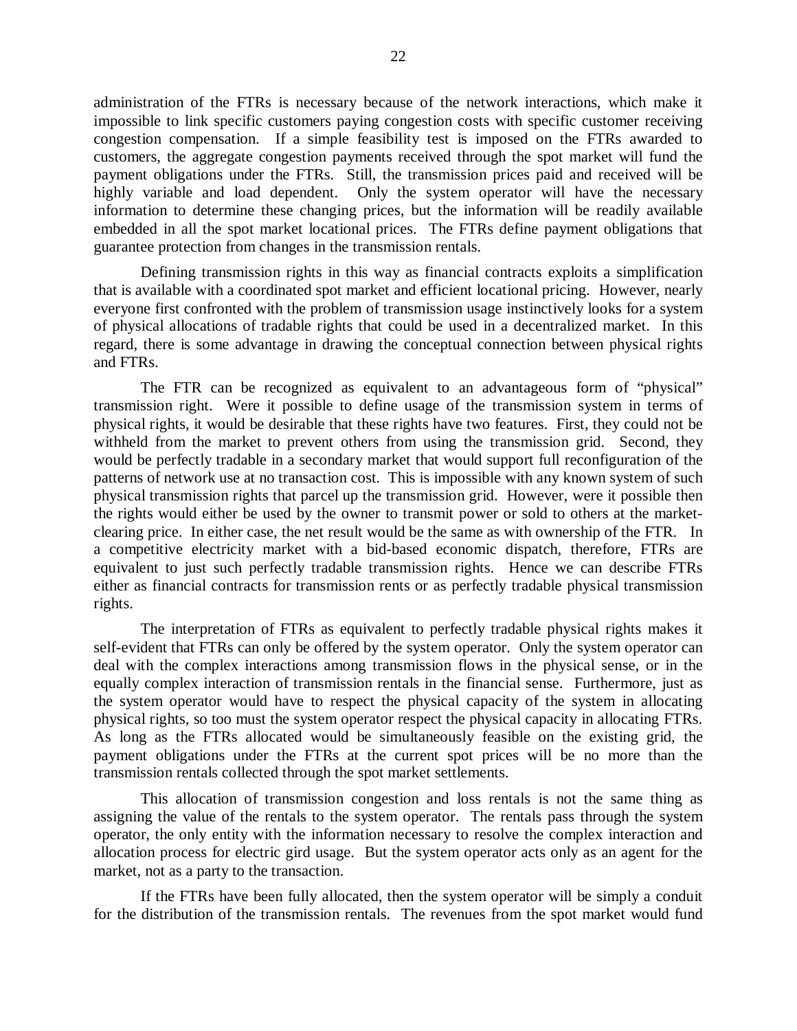administration of the FTRs is necessary because of the network interactions, which make it impossible to link specific customers paying congestion costs with specific customer receiving congestion compensation. If a simple feasibility test is imposed on the FTRs awarded to customers, the aggregate congestion payments received through the spot market will fund the payment obligations under the FTRs. Still, the transmission prices paid and received will be highly variable and load dependent. Only the system operator will have the necessary information to determine these changing prices, but the information will be readily available embedded in all the spot market locational prices. The FTRs define payment obligations that guarantee protection from changes in the transmission rentals.

Defining transmission rights in this way as financial contracts exploits a simplification that is available with a coordinated spot market and efficient locational pricing. However, nearly everyone first confronted with the problem of transmission usage instinctively looks for a system of physical allocations of tradable rights that could be used in a decentralized market. In this regard, there is some advantage in drawing the conceptual connection between physical rights and FTRs.

The FTR can be recognized as equivalent to an advantageous form of "physical" transmission right. Were it possible to define usage of the transmission system in terms of physical rights, it would be desirable that these rights have two features. First, they could not be withheld from the market to prevent others from using the transmission grid. Second, they would be perfectly tradable in a secondary market that would support full reconfiguration of the patterns of network use at no transaction cost. This is impossible with any known system of such physical transmission rights that parcel up the transmission grid. However, were it possible then the rights would either be used by the owner to transmit power or sold to others at the market-clearing price. In either case, the net result would be the same as with ownership of the FTR. In a competitive electricity market with a bid-based economic dispatch, therefore, FTRs are equivalent to just such perfectly tradable transmission rights. Hence we can describe FTRs either as financial contracts for transmission rents or as perfectly tradable physical transmission rights.

The interpretation of FTRs as equivalent to perfectly tradable physical rights makes it self-evident that FTRs can only be offered by the system operator. Only the system operator can deal with the complex interactions among transmission flows in the physical sense, or in the equally complex interaction of transmission rentals in the financial sense. Furthermore, just as the system operator would have to respect the physical capacity of the system in allocating physical rights, so too must the system operator respect the physical capacity in allocating FTRs. As long as the FTRs allocated would be simultaneously feasible on the existing grid, the payment obligations under the FTRs at the current spot prices will be no more than the transmission rentals collected through the spot market settlements.

This allocation of transmission congestion and loss rentals is not the same thing as assigning the value of the rentals to the system operator. The rentals pass through the system operator, the only entity with the information necessary to resolve the complex interaction and allocation process for electric gird usage. But the system operator acts only as an agent for the market, not as a party to the transaction.

If the FTRs have been fully allocated, then the system operator will be simply a conduit for the distribution of the transmission rentals. The revenues from the spot market would fund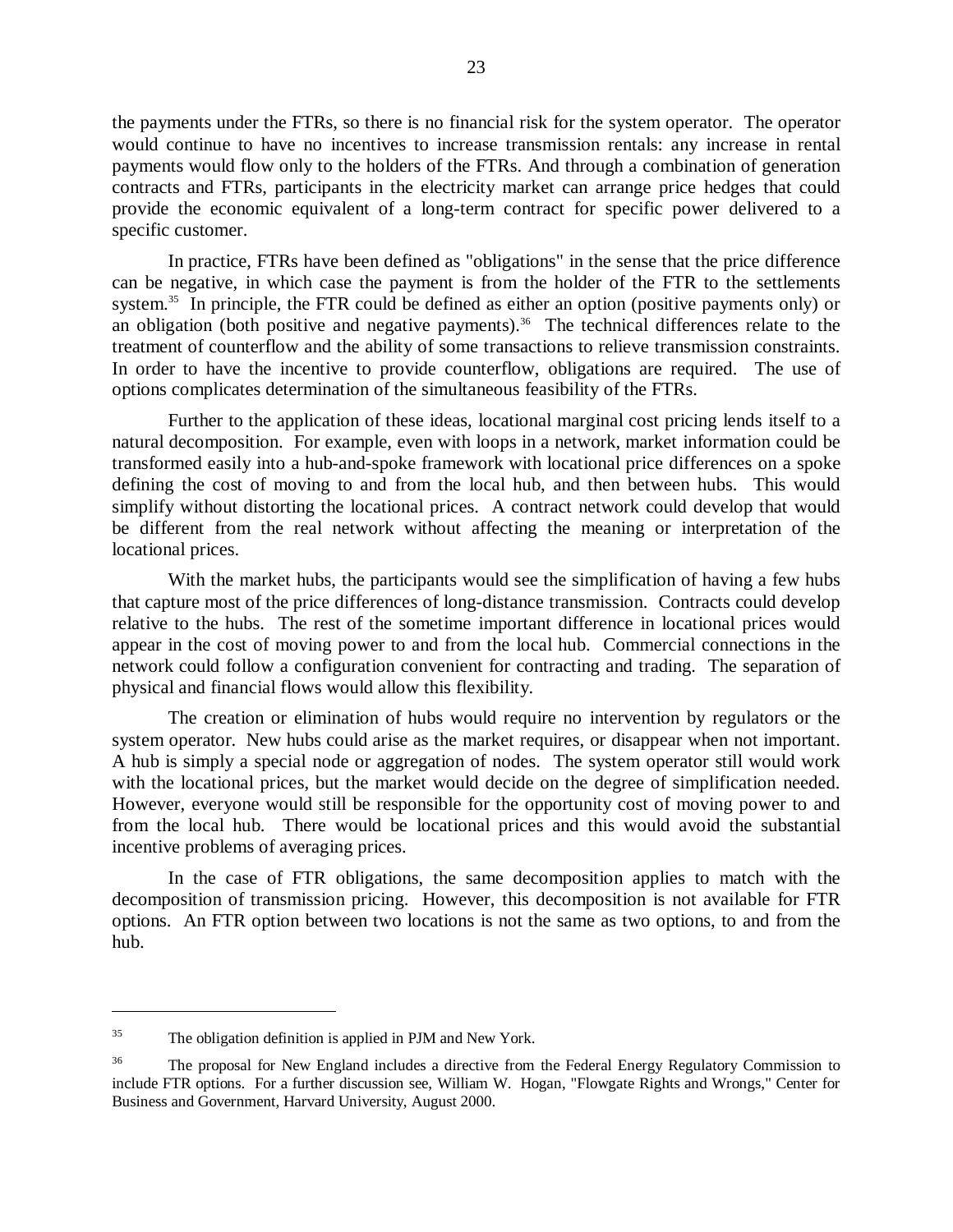the payments under the FTRs, so there is no financial risk for the system operator. The operator would continue to have no incentives to increase transmission rentals: any increase in rental payments would flow only to the holders of the FTRs. And through a combination of generation contracts and FTRs, participants in the electricity market can arrange price hedges that could provide the economic equivalent of a long-term contract for specific power delivered to a specific customer.

In practice, FTRs have been defined as "obligations" in the sense that the price difference can be negative, in which case the payment is from the holder of the FTR to the settlements system.[35] In principle, the FTR could be defined as either an option (positive payments only) or an obligation (both positive and negative payments).[36] The technical differences relate to the treatment of counterflow and the ability of some transactions to relieve transmission constraints. In order to have the incentive to provide counterflow, obligations are required. The use of options complicates determination of the simultaneous feasibility of the FTRs.

Further to the application of these ideas, locational marginal cost pricing lends itself to a natural decomposition. For example, even with loops in a network, market information could be transformed easily into a hub-and-spoke framework with locational price differences on a spoke defining the cost of moving to and from the local hub, and then between hubs. This would simplify without distorting the locational prices. A contract network could develop that would be different from the real network without affecting the meaning or interpretation of the locational prices.

With the market hubs, the participants would see the simplification of having a few hubs that capture most of the price differences of long-distance transmission. Contracts could develop relative to the hubs. The rest of the sometime important difference in locational prices would appear in the cost of moving power to and from the local hub. Commercial connections in the network could follow a configuration convenient for contracting and trading. The separation of physical and financial flows would allow this flexibility.

The creation or elimination of hubs would require no intervention by regulators or the system operator. New hubs could arise as the market requires, or disappear when not important. A hub is simply a special node or aggregation of nodes. The system operator still would work with the locational prices, but the market would decide on the degree of simplification needed. However, everyone would still be responsible for the opportunity cost of moving power to and from the local hub. There would be locational prices and this would avoid the substantial incentive problems of averaging prices.

In the case of FTR obligations, the same decomposition applies to match with the decomposition of transmission pricing. However, this decomposition is not available for FTR options. An FTR option between two locations is not the same as two options, to and from the hub.

---

[35] The obligation definition is applied in PJM and New York.

[36] The proposal for New England includes a directive from the Federal Energy Regulatory Commission to include FTR options. For a further discussion see, William W. Hogan, "Flowgate Rights and Wrongs," Center for Business and Government, Harvard University, August 2000.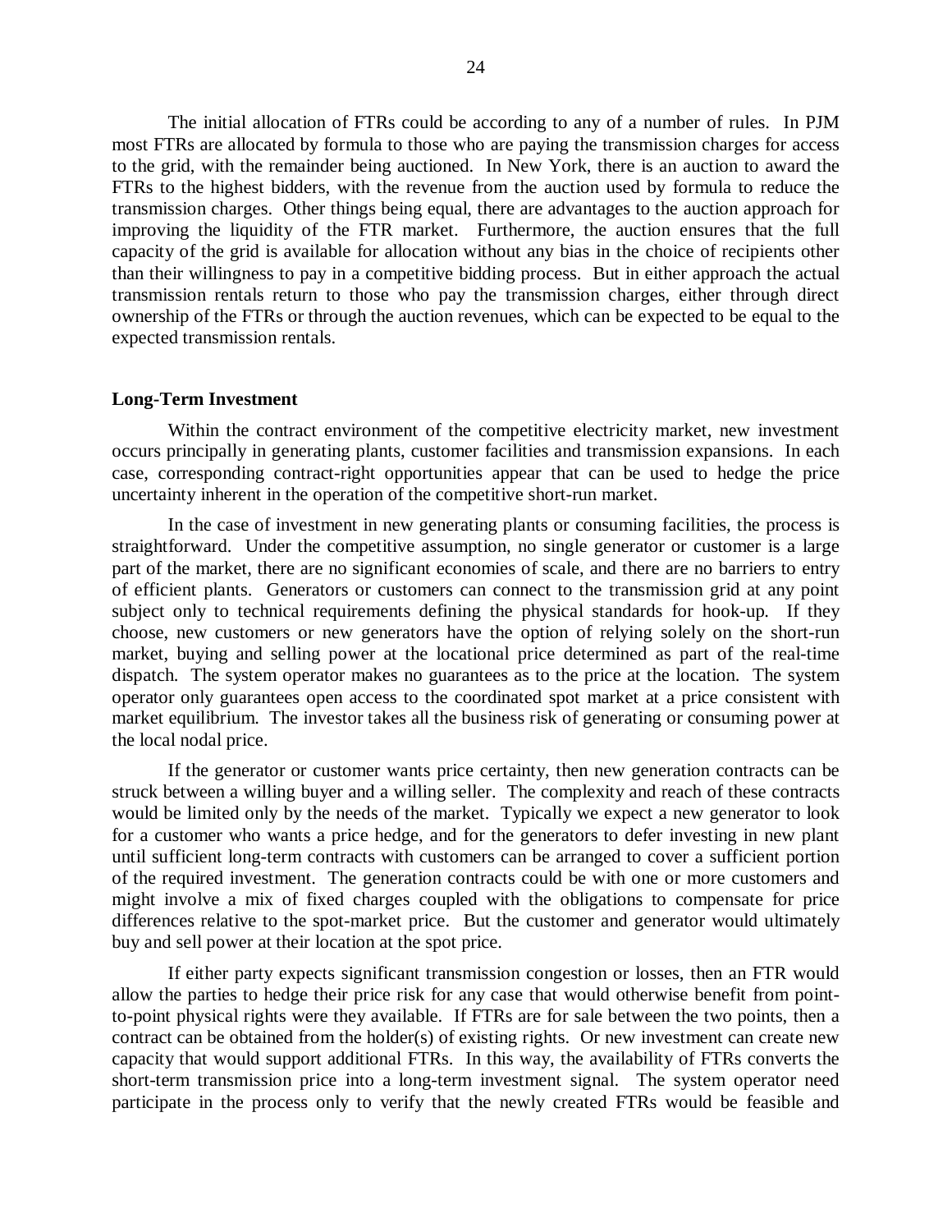The initial allocation of FTRs could be according to any of a number of rules. In PJM most FTRs are allocated by formula to those who are paying the transmission charges for access to the grid, with the remainder being auctioned. In New York, there is an auction to award the FTRs to the highest bidders, with the revenue from the auction used by formula to reduce the transmission charges. Other things being equal, there are advantages to the auction approach for improving the liquidity of the FTR market. Furthermore, the auction ensures that the full capacity of the grid is available for allocation without any bias in the choice of recipients other than their willingness to pay in a competitive bidding process. But in either approach the actual transmission rentals return to those who pay the transmission charges, either through direct ownership of the FTRs or through the auction revenues, which can be expected to be equal to the expected transmission rentals.

**Long-Term Investment**

Within the contract environment of the competitive electricity market, new investment occurs principally in generating plants, customer facilities and transmission expansions. In each case, corresponding contract-right opportunities appear that can be used to hedge the price uncertainty inherent in the operation of the competitive short-run market.

In the case of investment in new generating plants or consuming facilities, the process is straightforward. Under the competitive assumption, no single generator or customer is a large part of the market, there are no significant economies of scale, and there are no barriers to entry of efficient plants. Generators or customers can connect to the transmission grid at any point subject only to technical requirements defining the physical standards for hook-up. If they choose, new customers or new generators have the option of relying solely on the short-run market, buying and selling power at the locational price determined as part of the real-time dispatch. The system operator makes no guarantees as to the price at the location. The system operator only guarantees open access to the coordinated spot market at a price consistent with market equilibrium. The investor takes all the business risk of generating or consuming power at the local nodal price.

If the generator or customer wants price certainty, then new generation contracts can be struck between a willing buyer and a willing seller. The complexity and reach of these contracts would be limited only by the needs of the market. Typically we expect a new generator to look for a customer who wants a price hedge, and for the generators to defer investing in new plant until sufficient long-term contracts with customers can be arranged to cover a sufficient portion of the required investment. The generation contracts could be with one or more customers and might involve a mix of fixed charges coupled with the obligations to compensate for price differences relative to the spot-market price. But the customer and generator would ultimately buy and sell power at their location at the spot price.

If either party expects significant transmission congestion or losses, then an FTR would allow the parties to hedge their price risk for any case that would otherwise benefit from point-to-point physical rights were they available. If FTRs are for sale between the two points, then a contract can be obtained from the holder(s) of existing rights. Or new investment can create new capacity that would support additional FTRs. In this way, the availability of FTRs converts the short-term transmission price into a long-term investment signal. The system operator need participate in the process only to verify that the newly created FTRs would be feasible and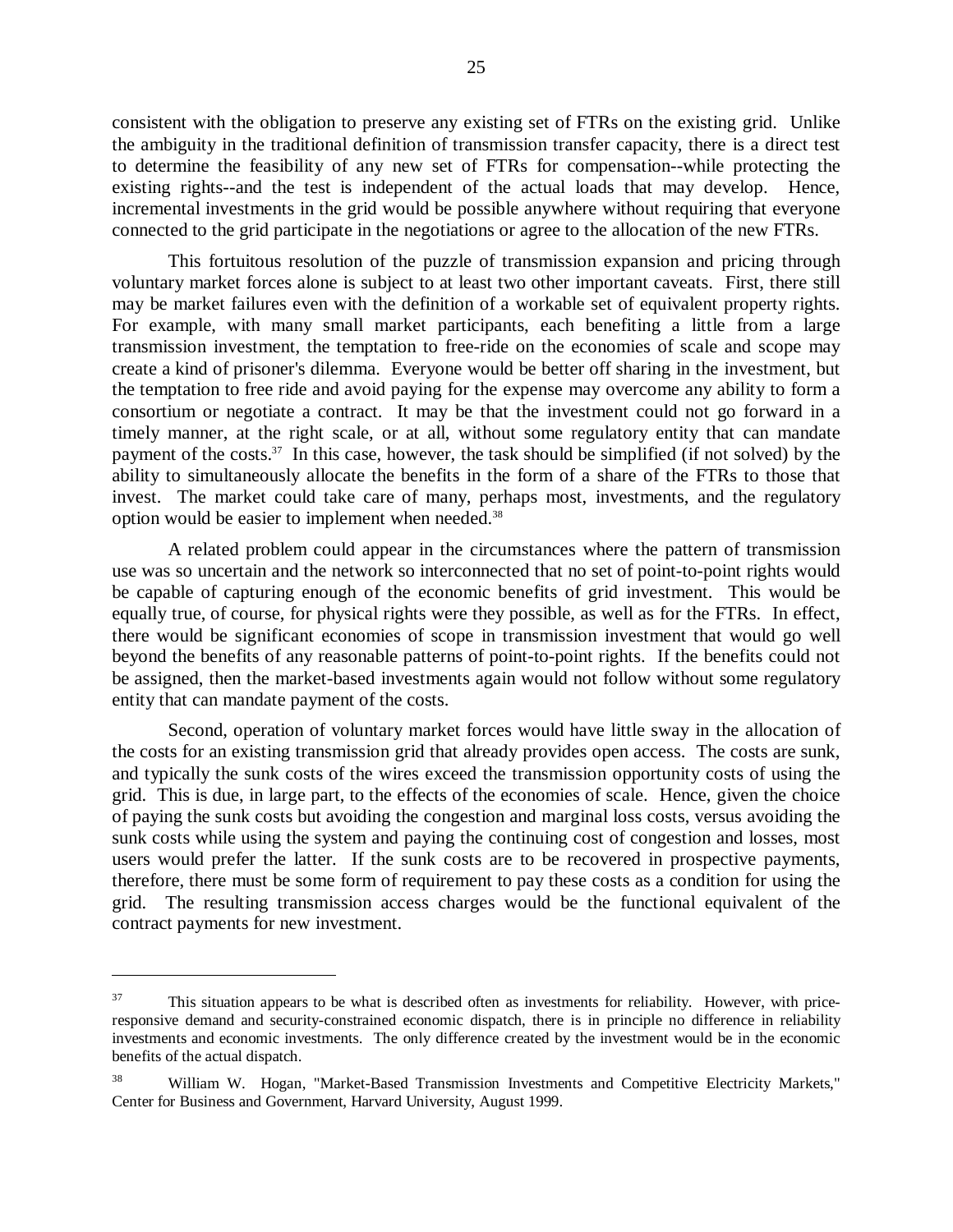consistent with the obligation to preserve any existing set of FTRs on the existing grid. Unlike the ambiguity in the traditional definition of transmission transfer capacity, there is a direct test to determine the feasibility of any new set of FTRs for compensation--while protecting the existing rights--and the test is independent of the actual loads that may develop. Hence, incremental investments in the grid would be possible anywhere without requiring that everyone connected to the grid participate in the negotiations or agree to the allocation of the new FTRs.

This fortuitous resolution of the puzzle of transmission expansion and pricing through voluntary market forces alone is subject to at least two other important caveats. First, there still may be market failures even with the definition of a workable set of equivalent property rights. For example, with many small market participants, each benefiting a little from a large transmission investment, the temptation to free-ride on the economies of scale and scope may create a kind of prisoner's dilemma. Everyone would be better off sharing in the investment, but the temptation to free ride and avoid paying for the expense may overcome any ability to form a consortium or negotiate a contract. It may be that the investment could not go forward in a timely manner, at the right scale, or at all, without some regulatory entity that can mandate payment of the costs.[37] In this case, however, the task should be simplified (if not solved) by the ability to simultaneously allocate the benefits in the form of a share of the FTRs to those that invest. The market could take care of many, perhaps most, investments, and the regulatory option would be easier to implement when needed.[38]

A related problem could appear in the circumstances where the pattern of transmission use was so uncertain and the network so interconnected that no set of point-to-point rights would be capable of capturing enough of the economic benefits of grid investment. This would be equally true, of course, for physical rights were they possible, as well as for the FTRs. In effect, there would be significant economies of scope in transmission investment that would go well beyond the benefits of any reasonable patterns of point-to-point rights. If the benefits could not be assigned, then the market-based investments again would not follow without some regulatory entity that can mandate payment of the costs.

Second, operation of voluntary market forces would have little sway in the allocation of the costs for an existing transmission grid that already provides open access. The costs are sunk, and typically the sunk costs of the wires exceed the transmission opportunity costs of using the grid. This is due, in large part, to the effects of the economies of scale. Hence, given the choice of paying the sunk costs but avoiding the congestion and marginal loss costs, versus avoiding the sunk costs while using the system and paying the continuing cost of congestion and losses, most users would prefer the latter. If the sunk costs are to be recovered in prospective payments, therefore, there must be some form of requirement to pay these costs as a condition for using the grid. The resulting transmission access charges would be the functional equivalent of the contract payments for new investment.

---

[37] This situation appears to be what is described often as investments for reliability. However, with price-responsive demand and security-constrained economic dispatch, there is in principle no difference in reliability investments and economic investments. The only difference created by the investment would be in the economic benefits of the actual dispatch.

[38] William W. Hogan, "Market-Based Transmission Investments and Competitive Electricity Markets," Center for Business and Government, Harvard University, August 1999.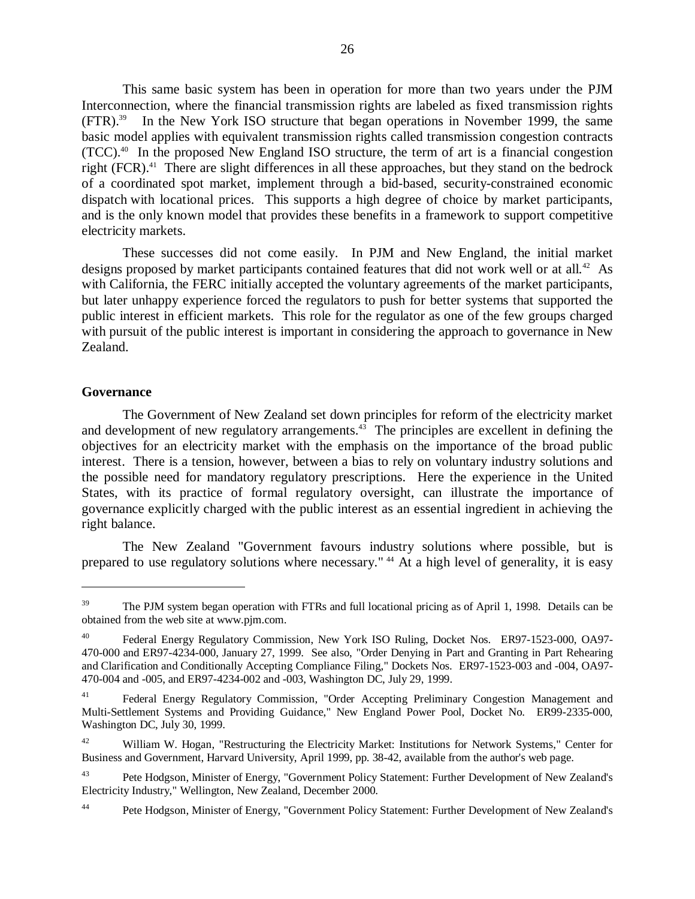This same basic system has been in operation for more than two years under the PJM Interconnection, where the financial transmission rights are labeled as fixed transmission rights (FTR).[39] In the New York ISO structure that began operations in November 1999, the same basic model applies with equivalent transmission rights called transmission congestion contracts (TCC).[40] In the proposed New England ISO structure, the term of art is a financial congestion right (FCR).[41] There are slight differences in all these approaches, but they stand on the bedrock of a coordinated spot market, implement through a bid-based, security-constrained economic dispatch with locational prices. This supports a high degree of choice by market participants, and is the only known model that provides these benefits in a framework to support competitive electricity markets.

These successes did not come easily. In PJM and New England, the initial market designs proposed by market participants contained features that did not work well or at all.[42] As with California, the FERC initially accepted the voluntary agreements of the market participants, but later unhappy experience forced the regulators to push for better systems that supported the public interest in efficient markets. This role for the regulator as one of the few groups charged with pursuit of the public interest is important in considering the approach to governance in New Zealand.

**Governance**

The Government of New Zealand set down principles for reform of the electricity market and development of new regulatory arrangements.[43] The principles are excellent in defining the objectives for an electricity market with the emphasis on the importance of the broad public interest. There is a tension, however, between a bias to rely on voluntary industry solutions and the possible need for mandatory regulatory prescriptions. Here the experience in the United States, with its practice of formal regulatory oversight, can illustrate the importance of governance explicitly charged with the public interest as an essential ingredient in achieving the right balance.

The New Zealand "Government favours industry solutions where possible, but is prepared to use regulatory solutions where necessary." [44] At a high level of generality, it is easy

---

[39] The PJM system began operation with FTRs and full locational pricing as of April 1, 1998. Details can be obtained from the web site at www.pjm.com.

[40] Federal Energy Regulatory Commission, New York ISO Ruling, Docket Nos. ER97-1523-000, OA97-470-000 and ER97-4234-000, January 27, 1999. See also, "Order Denying in Part and Granting in Part Rehearing and Clarification and Conditionally Accepting Compliance Filing," Dockets Nos. ER97-1523-003 and -004, OA97-470-004 and -005, and ER97-4234-002 and -003, Washington DC, July 29, 1999.

[41] Federal Energy Regulatory Commission, "Order Accepting Preliminary Congestion Management and Multi-Settlement Systems and Providing Guidance," New England Power Pool, Docket No. ER99-2335-000, Washington DC, July 30, 1999.

[42] William W. Hogan, "Restructuring the Electricity Market: Institutions for Network Systems," Center for Business and Government, Harvard University, April 1999, pp. 38-42, available from the author's web page.

[43] Pete Hodgson, Minister of Energy, "Government Policy Statement: Further Development of New Zealand's Electricity Industry," Wellington, New Zealand, December 2000.

[44] Pete Hodgson, Minister of Energy, "Government Policy Statement: Further Development of New Zealand's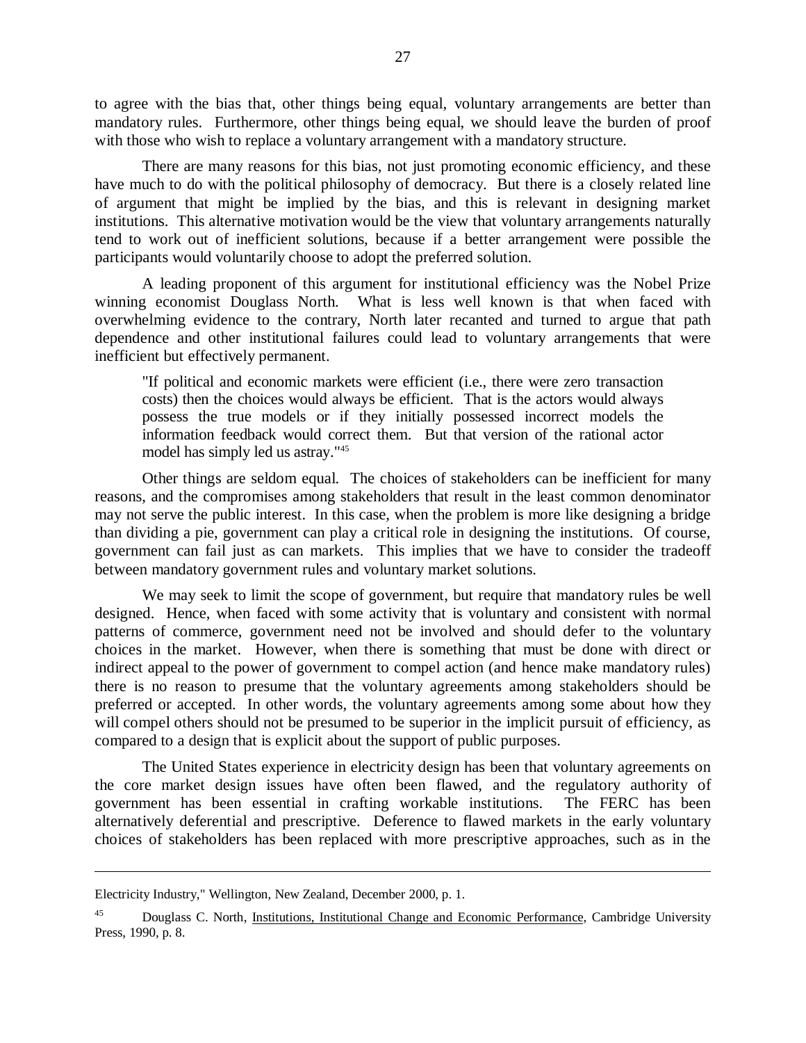to agree with the bias that, other things being equal, voluntary arrangements are better than mandatory rules. Furthermore, other things being equal, we should leave the burden of proof with those who wish to replace a voluntary arrangement with a mandatory structure.

There are many reasons for this bias, not just promoting economic efficiency, and these have much to do with the political philosophy of democracy. But there is a closely related line of argument that might be implied by the bias, and this is relevant in designing market institutions. This alternative motivation would be the view that voluntary arrangements naturally tend to work out of inefficient solutions, because if a better arrangement were possible the participants would voluntarily choose to adopt the preferred solution.

A leading proponent of this argument for institutional efficiency was the Nobel Prize winning economist Douglass North. What is less well known is that when faced with overwhelming evidence to the contrary, North later recanted and turned to argue that path dependence and other institutional failures could lead to voluntary arrangements that were inefficient but effectively permanent.

> "If political and economic markets were efficient (i.e., there were zero transaction costs) then the choices would always be efficient. That is the actors would always possess the true models or if they initially possessed incorrect models the information feedback would correct them. But that version of the rational actor model has simply led us astray."[45]

Other things are seldom equal. The choices of stakeholders can be inefficient for many reasons, and the compromises among stakeholders that result in the least common denominator may not serve the public interest. In this case, when the problem is more like designing a bridge than dividing a pie, government can play a critical role in designing the institutions. Of course, government can fail just as can markets. This implies that we have to consider the tradeoff between mandatory government rules and voluntary market solutions.

We may seek to limit the scope of government, but require that mandatory rules be well designed. Hence, when faced with some activity that is voluntary and consistent with normal patterns of commerce, government need not be involved and should defer to the voluntary choices in the market. However, when there is something that must be done with direct or indirect appeal to the power of government to compel action (and hence make mandatory rules) there is no reason to presume that the voluntary agreements among stakeholders should be preferred or accepted. In other words, the voluntary agreements among some about how they will compel others should not be presumed to be superior in the implicit pursuit of efficiency, as compared to a design that is explicit about the support of public purposes.

The United States experience in electricity design has been that voluntary agreements on the core market design issues have often been flawed, and the regulatory authority of government has been essential in crafting workable institutions. The FERC has been alternatively deferential and prescriptive. Deference to flawed markets in the early voluntary choices of stakeholders has been replaced with more prescriptive approaches, such as in the

---

Electricity Industry," Wellington, New Zealand, December 2000, p. 1.

[45] Douglass C. North, Institutions, Institutional Change and Economic Performance, Cambridge University Press, 1990, p. 8.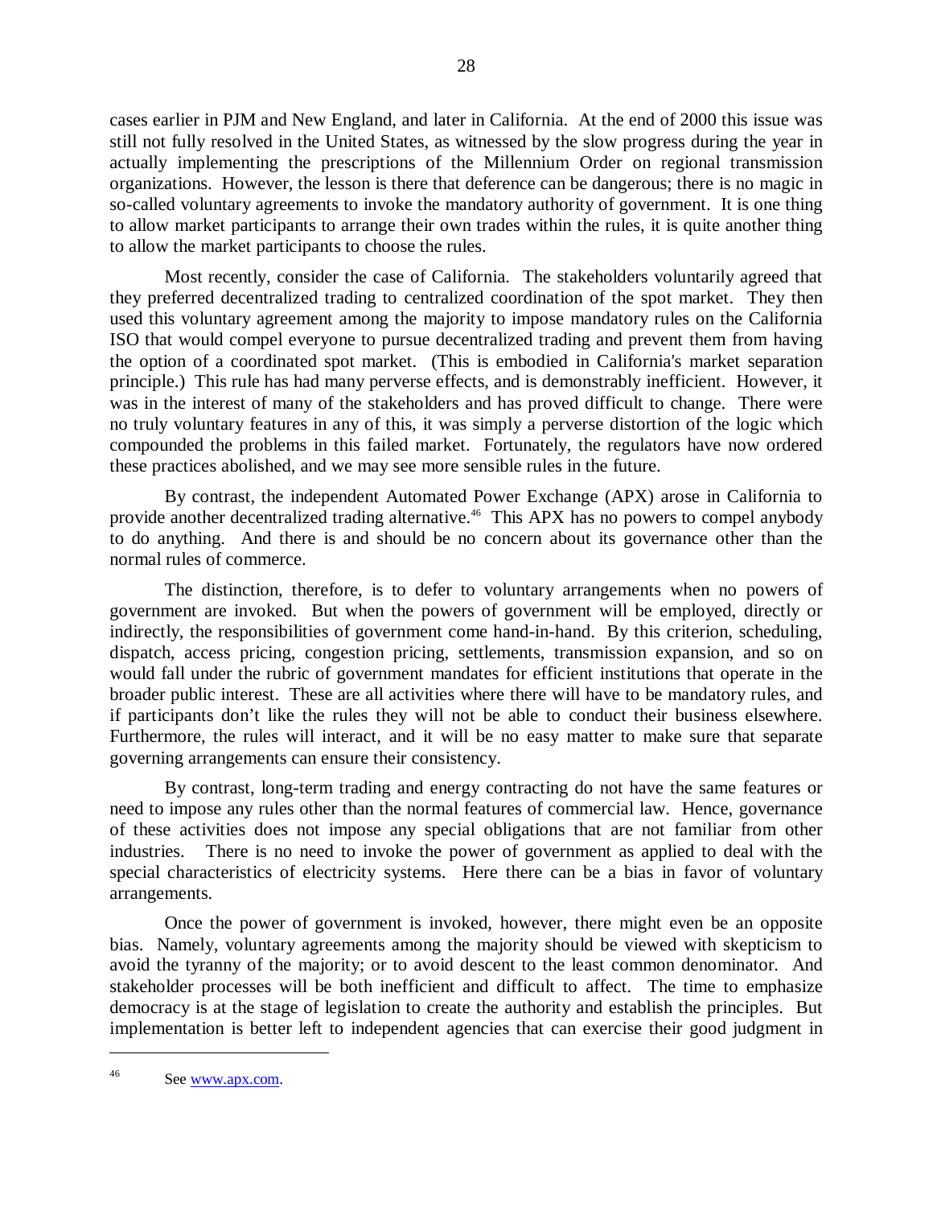cases earlier in PJM and New England, and later in California. At the end of 2000 this issue was still not fully resolved in the United States, as witnessed by the slow progress during the year in actually implementing the prescriptions of the Millennium Order on regional transmission organizations. However, the lesson is there that deference can be dangerous; there is no magic in so-called voluntary agreements to invoke the mandatory authority of government. It is one thing to allow market participants to arrange their own trades within the rules, it is quite another thing to allow the market participants to choose the rules.

Most recently, consider the case of California. The stakeholders voluntarily agreed that they preferred decentralized trading to centralized coordination of the spot market. They then used this voluntary agreement among the majority to impose mandatory rules on the California ISO that would compel everyone to pursue decentralized trading and prevent them from having the option of a coordinated spot market. (This is embodied in California's market separation principle.) This rule has had many perverse effects, and is demonstrably inefficient. However, it was in the interest of many of the stakeholders and has proved difficult to change. There were no truly voluntary features in any of this, it was simply a perverse distortion of the logic which compounded the problems in this failed market. Fortunately, the regulators have now ordered these practices abolished, and we may see more sensible rules in the future.

By contrast, the independent Automated Power Exchange (APX) arose in California to provide another decentralized trading alternative.[46] This APX has no powers to compel anybody to do anything. And there is and should be no concern about its governance other than the normal rules of commerce.

The distinction, therefore, is to defer to voluntary arrangements when no powers of government are invoked. But when the powers of government will be employed, directly or indirectly, the responsibilities of government come hand-in-hand. By this criterion, scheduling, dispatch, access pricing, congestion pricing, settlements, transmission expansion, and so on would fall under the rubric of government mandates for efficient institutions that operate in the broader public interest. These are all activities where there will have to be mandatory rules, and if participants don't like the rules they will not be able to conduct their business elsewhere. Furthermore, the rules will interact, and it will be no easy matter to make sure that separate governing arrangements can ensure their consistency.

By contrast, long-term trading and energy contracting do not have the same features or need to impose any rules other than the normal features of commercial law. Hence, governance of these activities does not impose any special obligations that are not familiar from other industries. There is no need to invoke the power of government as applied to deal with the special characteristics of electricity systems. Here there can be a bias in favor of voluntary arrangements.

Once the power of government is invoked, however, there might even be an opposite bias. Namely, voluntary agreements among the majority should be viewed with skepticism to avoid the tyranny of the majority; or to avoid descent to the least common denominator. And stakeholder processes will be both inefficient and difficult to affect. The time to emphasize democracy is at the stage of legislation to create the authority and establish the principles. But implementation is better left to independent agencies that can exercise their good judgment in

---

[46] See www.apx.com.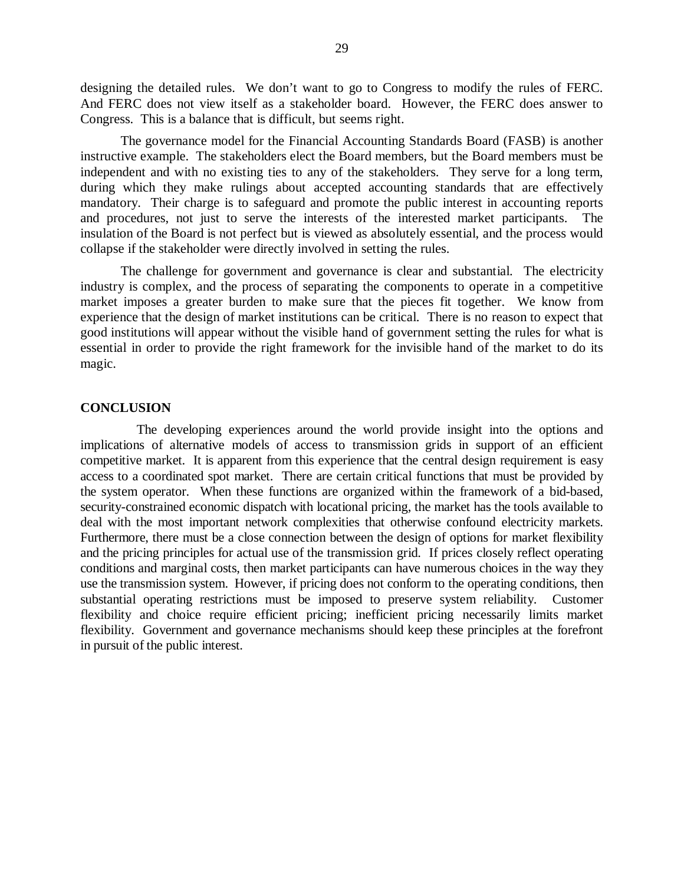designing the detailed rules. We don't want to go to Congress to modify the rules of FERC. And FERC does not view itself as a stakeholder board. However, the FERC does answer to Congress. This is a balance that is difficult, but seems right.

The governance model for the Financial Accounting Standards Board (FASB) is another instructive example. The stakeholders elect the Board members, but the Board members must be independent and with no existing ties to any of the stakeholders. They serve for a long term, during which they make rulings about accepted accounting standards that are effectively mandatory. Their charge is to safeguard and promote the public interest in accounting reports and procedures, not just to serve the interests of the interested market participants. The insulation of the Board is not perfect but is viewed as absolutely essential, and the process would collapse if the stakeholder were directly involved in setting the rules.

The challenge for government and governance is clear and substantial. The electricity industry is complex, and the process of separating the components to operate in a competitive market imposes a greater burden to make sure that the pieces fit together. We know from experience that the design of market institutions can be critical. There is no reason to expect that good institutions will appear without the visible hand of government setting the rules for what is essential in order to provide the right framework for the invisible hand of the market to do its magic.

## CONCLUSION

The developing experiences around the world provide insight into the options and implications of alternative models of access to transmission grids in support of an efficient competitive market. It is apparent from this experience that the central design requirement is easy access to a coordinated spot market. There are certain critical functions that must be provided by the system operator. When these functions are organized within the framework of a bid-based, security-constrained economic dispatch with locational pricing, the market has the tools available to deal with the most important network complexities that otherwise confound electricity markets. Furthermore, there must be a close connection between the design of options for market flexibility and the pricing principles for actual use of the transmission grid. If prices closely reflect operating conditions and marginal costs, then market participants can have numerous choices in the way they use the transmission system. However, if pricing does not conform to the operating conditions, then substantial operating restrictions must be imposed to preserve system reliability. Customer flexibility and choice require efficient pricing; inefficient pricing necessarily limits market flexibility. Government and governance mechanisms should keep these principles at the forefront in pursuit of the public interest.